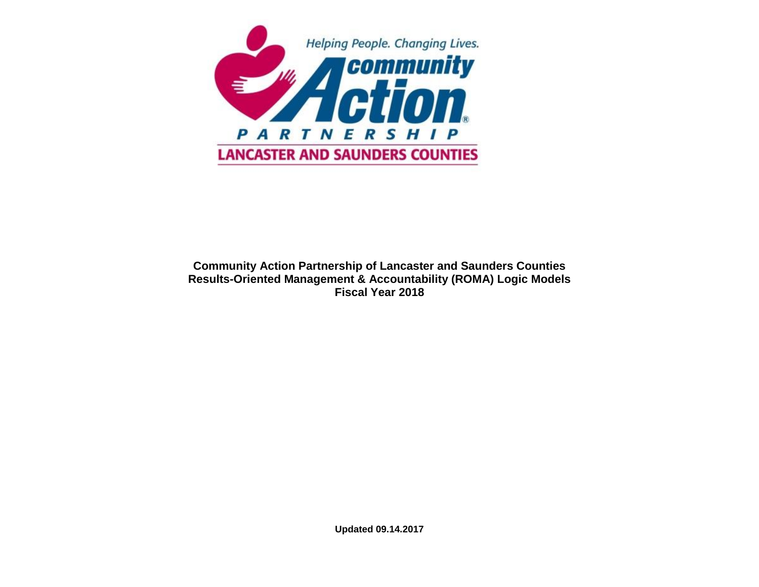Helping People. Changing Lives.

community Action PARTNERSHIP

LANCASTER AND SAUNDERS COUNTIES

**Community Action Partnership of Lancaster and Saunders Counties**
**Results-Oriented Management & Accountability (ROMA) Logic Models**
**Fiscal Year 2018**

**Updated 09.14.2017**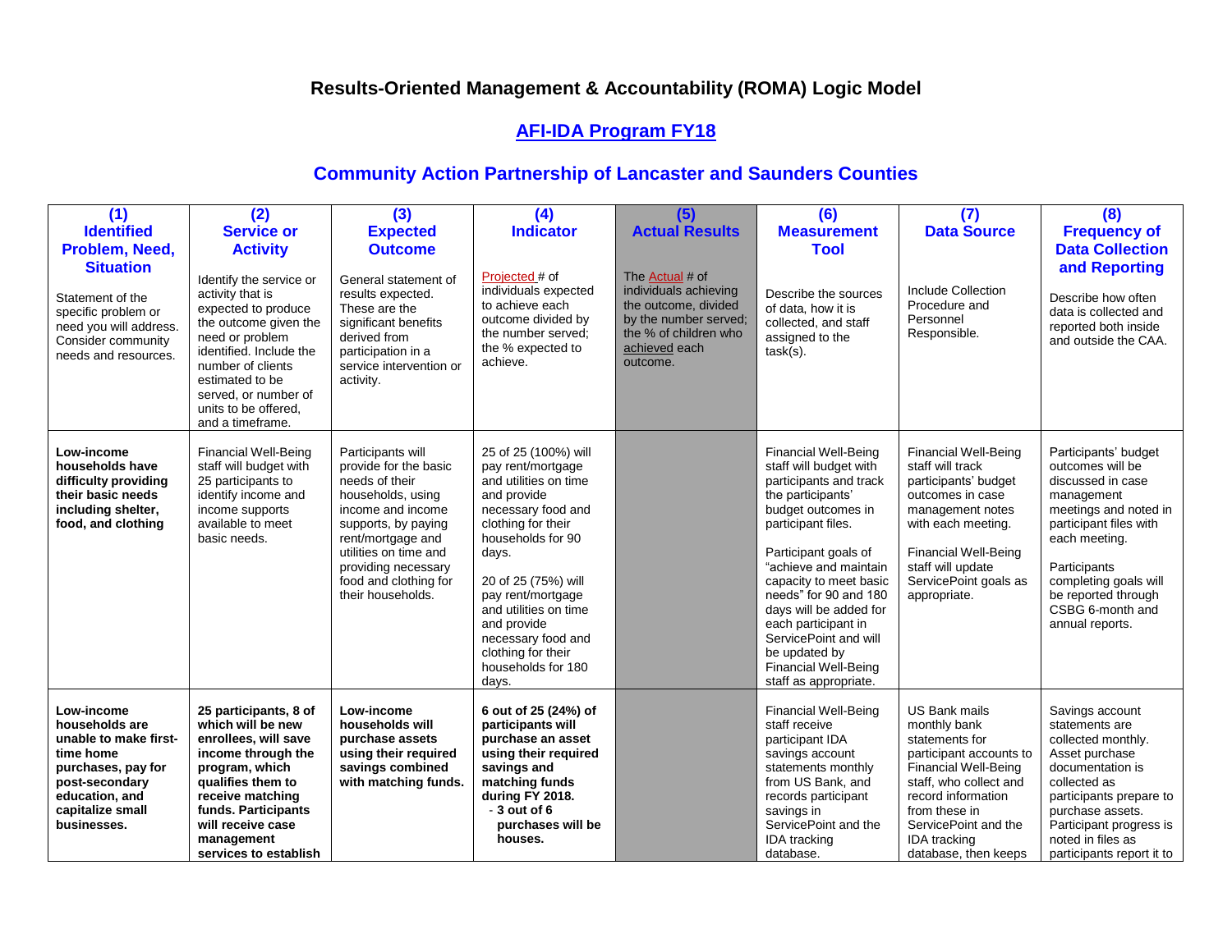# Results-Oriented Management & Accountability (ROMA) Logic Model

## AFI-IDA Program FY18

## Community Action Partnership of Lancaster and Saunders Counties

| (1) Identified Problem, Need, Situation | (2) Service or Activity | (3) Expected Outcome | (4) Indicator | (5) Actual Results | (6) Measurement Tool | (7) Data Source | (8) Frequency of Data Collection and Reporting |
|---|---|---|---|---|---|---|---|
| Statement of the specific problem or need you will address. Consider community needs and resources. | Identify the service or activity that is expected to produce the outcome given the need or problem identified. Include the number of clients estimated to be served, or number of units to be offered, and a timeframe. | General statement of results expected. These are the significant benefits derived from participation in a service intervention or activity. | Projected # of individuals expected to achieve each outcome divided by the number served; the % expected to achieve. | The Actual # of individuals achieving the outcome, divided by the number served; the % of children who achieved each outcome. | Describe the sources of data, how it is collected, and staff assigned to the task(s). | Include Collection Procedure and Personnel Responsible. | Describe how often data is collected and reported both inside and outside the CAA. |
| **Low-income households have difficulty providing their basic needs including shelter, food, and clothing** | Financial Well-Being staff will budget with 25 participants to identify income and income supports available to meet basic needs. | Participants will provide for the basic needs of their households, using income and income supports, by paying rent/mortgage and utilities on time and providing necessary food and clothing for their households. | 25 of 25 (100%) will pay rent/mortgage and utilities on time and provide necessary food and clothing for their households for 90 days.<br><br>20 of 25 (75%) will pay rent/mortgage and utilities on time and provide necessary food and clothing for their households for 180 days. | | Financial Well-Being staff will budget with participants and track the participants' budget outcomes in participant files.<br><br>Participant goals of "achieve and maintain capacity to meet basic needs" for 90 and 180 days will be added for each participant in ServicePoint and will be updated by Financial Well-Being staff as appropriate. | Financial Well-Being staff will track participants' budget outcomes in case management notes with each meeting.<br><br>Financial Well-Being staff will update ServicePoint goals as appropriate. | Participants' budget outcomes will be discussed in case management meetings and noted in participant files with each meeting.<br><br>Participants completing goals will be reported through CSBG 6-month and annual reports. |
| **Low-income households are unable to make first-time home purchases, pay for post-secondary education, and capitalize small businesses.** | **25 participants, 8 of which will be new enrollees, will save income through the program, which qualifies them to receive matching funds. Participants will receive case management services to establish** | **Low-income households will purchase assets using their required savings combined with matching funds.** | **6 out of 25 (24%) of participants will purchase an asset using their required savings and matching funds during FY 2018.**<br>**- 3 out of 6 purchases will be houses.** | | Financial Well-Being staff receive participant IDA savings account statements monthly from US Bank, and records participant savings in ServicePoint and the IDA tracking database. | US Bank mails monthly bank statements for participant accounts to Financial Well-Being staff, who collect and record information from these in ServicePoint and the IDA tracking database, then keeps | Savings account statements are collected monthly. Asset purchase documentation is collected as participants prepare to purchase assets. Participant progress is noted in files as participants report it to |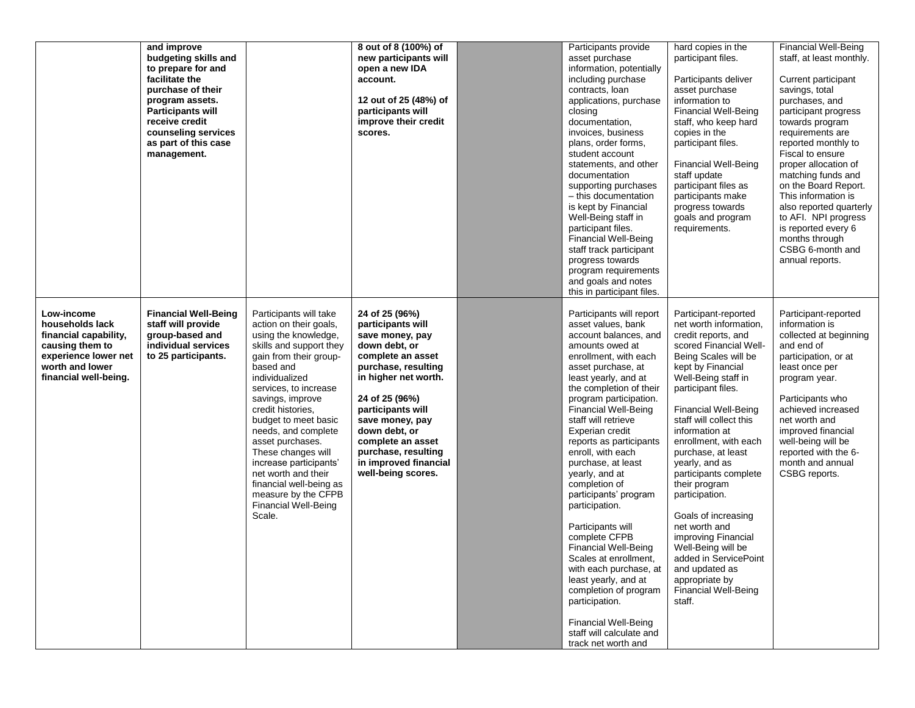| | | | | | | | |
|---|---|---|---|---|---|---|---|
| | **and improve budgeting skills and to prepare for and facilitate the purchase of their program assets. Participants will receive credit counseling services as part of this case management.** | | **8 out of 8 (100%) of new participants will open a new IDA account.**<br><br>**12 out of 25 (48%) of participants will improve their credit scores.** | | Participants provide asset purchase information, potentially including purchase contracts, loan applications, purchase closing documentation, invoices, business plans, order forms, student account statements, and other documentation supporting purchases – this documentation is kept by Financial Well-Being staff in participant files. Financial Well-Being staff track participant progress towards program requirements and goals and notes this in participant files. | hard copies in the participant files.<br><br>Participants deliver asset purchase information to Financial Well-Being staff, who keep hard copies in the participant files.<br><br>Financial Well-Being staff update participant files as participants make progress towards goals and program requirements. | Financial Well-Being staff, at least monthly.<br><br>Current participant savings, total purchases, and participant progress towards program requirements are reported monthly to Fiscal to ensure proper allocation of matching funds and on the Board Report. This information is also reported quarterly to AFI. NPI progress is reported every 6 months through CSBG 6-month and annual reports. |
| **Low-income households lack financial capability, causing them to experience lower net worth and lower financial well-being.** | **Financial Well-Being staff will provide group-based and individual services to 25 participants.** | Participants will take action on their goals, using the knowledge, skills and support they gain from their group-based and individualized services, to increase savings, improve credit histories, budget to meet basic needs, and complete asset purchases. These changes will increase participants' net worth and their financial well-being as measure by the CFPB Financial Well-Being Scale. | **24 of 25 (96%) participants will save money, pay down debt, or complete an asset purchase, resulting in higher net worth.**<br><br>**24 of 25 (96%) participants will save money, pay down debt, or complete an asset purchase, resulting in improved financial well-being scores.** | | Participants will report asset values, bank account balances, and amounts owed at enrollment, with each asset purchase, at least yearly, and at the completion of their program participation. Financial Well-Being staff will retrieve Experian credit reports as participants enroll, with each purchase, at least yearly, and at completion of participants' program participation.<br><br>Participants will complete CFPB Financial Well-Being Scales at enrollment, with each purchase, at least yearly, and at completion of program participation.<br><br>Financial Well-Being staff will calculate and track net worth and | Participant-reported net worth information, credit reports, and scored Financial Well-Being Scales will be kept by Financial Well-Being staff in participant files.<br><br>Financial Well-Being staff will collect this information at enrollment, with each purchase, at least yearly, and as participants complete their program participation.<br><br>Goals of increasing net worth and improving Financial Well-Being will be added in ServicePoint and updated as appropriate by Financial Well-Being staff. | Participant-reported information is collected at beginning and end of participation, or at least once per program year.<br><br>Participants who achieved increased net worth and improved financial well-being will be reported with the 6-month and annual CSBG reports. |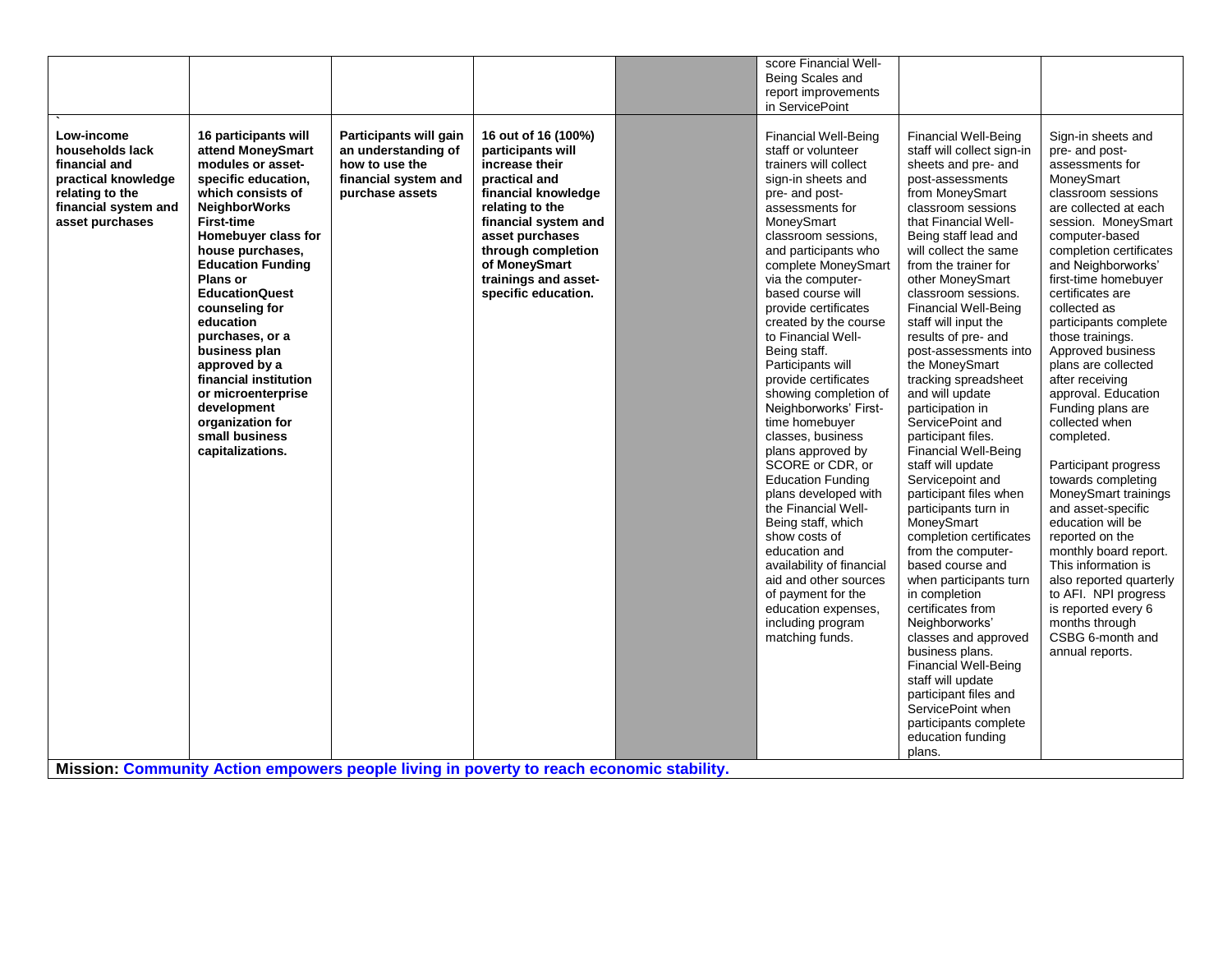| | | | | | | | |
|---|---|---|---|---|---|---|---|
| | | | | | score Financial Well-Being Scales and report improvements in ServicePoint | | |
| **Low-income households lack financial and practical knowledge relating to the financial system and asset purchases** | **16 participants will attend MoneySmart modules or asset-specific education, which consists of NeighborWorks First-time Homebuyer class for house purchases, Education Funding Plans or EducationQuest counseling for education purchases, or a business plan approved by a financial institution or microenterprise development organization for small business capitalizations.** | **Participants will gain an understanding of how to use the financial system and purchase assets** | **16 out of 16 (100%) participants will increase their practical and financial knowledge relating to the financial system and asset purchases through completion of MoneySmart trainings and asset-specific education.** | | Financial Well-Being staff or volunteer trainers will collect sign-in sheets and pre- and post-assessments for MoneySmart classroom sessions, and participants who complete MoneySmart via the computer-based course will provide certificates created by the course to Financial Well-Being staff. Participants will provide certificates showing completion of Neighborworks' First-time homebuyer classes, business plans approved by SCORE or CDR, or Education Funding plans developed with the Financial Well-Being staff, which show costs of education and availability of financial aid and other sources of payment for the education expenses, including program matching funds. | Financial Well-Being staff will collect sign-in sheets and pre- and post-assessments from MoneySmart classroom sessions that Financial Well-Being staff lead and will collect the same from the trainer for other MoneySmart classroom sessions. Financial Well-Being staff will input the results of pre- and post-assessments into the MoneySmart tracking spreadsheet and will update participation in ServicePoint and participant files. Financial Well-Being staff will update Servicepoint and participant files when participants turn in MoneySmart completion certificates from the computer-based course and when participants turn in completion certificates from Neighborworks' classes and approved business plans. Financial Well-Being staff will update participant files and ServicePoint when participants complete education funding plans. | Sign-in sheets and pre- and post-assessments for MoneySmart classroom sessions are collected at each session. MoneySmart computer-based completion certificates and Neighborworks' first-time homebuyer certificates are collected as participants complete those trainings. Approved business plans are collected after receiving approval. Education Funding plans are collected when completed.<br><br>Participant progress towards completing MoneySmart trainings and asset-specific education will be reported on the monthly board report. This information is also reported quarterly to AFI. NPI progress is reported every 6 months through CSBG 6-month and annual reports. |

**Mission: Community Action empowers people living in poverty to reach economic stability.**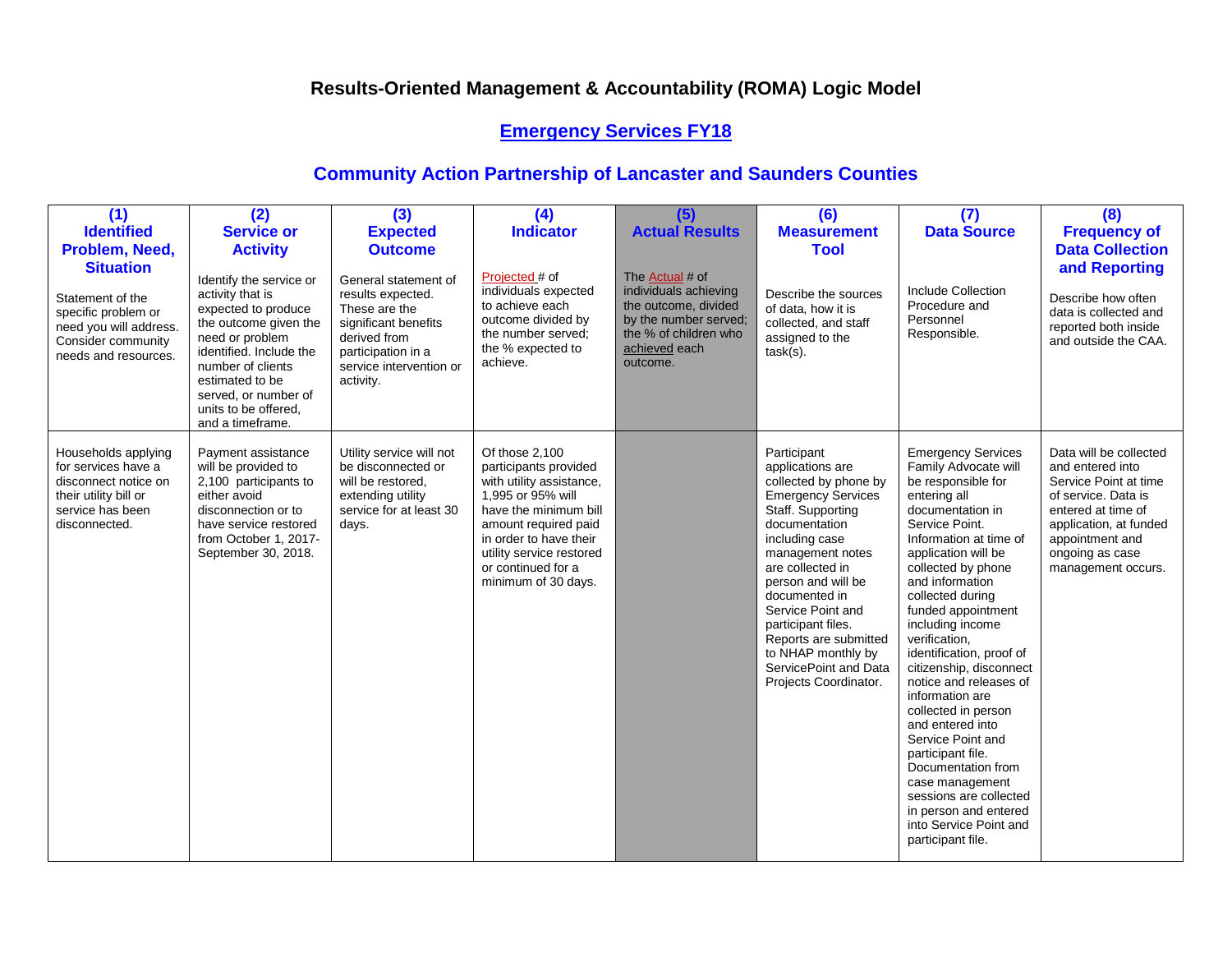# Results-Oriented Management & Accountability (ROMA) Logic Model

## Emergency Services FY18

## Community Action Partnership of Lancaster and Saunders Counties

| (1) Identified Problem, Need, Situation | (2) Service or Activity | (3) Expected Outcome | (4) Indicator | (5) Actual Results | (6) Measurement Tool | (7) Data Source | (8) Frequency of Data Collection and Reporting |
|---|---|---|---|---|---|---|---|
| Statement of the specific problem or need you will address. Consider community needs and resources. | Identify the service or activity that is expected to produce the outcome given the need or problem identified. Include the number of clients estimated to be served, or number of units to be offered, and a timeframe. | General statement of results expected. These are the significant benefits derived from participation in a service intervention or activity. | Projected # of individuals expected to achieve each outcome divided by the number served; the % expected to achieve. | The Actual # of individuals achieving the outcome, divided by the number served; the % of children who achieved each outcome. | Describe the sources of data, how it is collected, and staff assigned to the task(s). | Include Collection Procedure and Personnel Responsible. | Describe how often data is collected and reported both inside and outside the CAA. |
| Households applying for services have a disconnect notice on their utility bill or service has been disconnected. | Payment assistance will be provided to 2,100 participants to either avoid disconnection or to have service restored from October 1, 2017-September 30, 2018. | Utility service will not be disconnected or will be restored, extending utility service for at least 30 days. | Of those 2,100 participants provided with utility assistance, 1,995 or 95% will have the minimum bill amount required paid in order to have their utility service restored or continued for a minimum of 30 days. | | Participant applications are collected by phone by Emergency Services Staff. Supporting documentation including case management notes are collected in person and will be documented in Service Point and participant files. Reports are submitted to NHAP monthly by ServicePoint and Data Projects Coordinator. | Emergency Services Family Advocate will be responsible for entering all documentation in Service Point. Information at time of application will be collected by phone and information collected during funded appointment including income verification, identification, proof of citizenship, disconnect notice and releases of information are collected in person and entered into Service Point and participant file. Documentation from case management sessions are collected in person and entered into Service Point and participant file. | Data will be collected and entered into Service Point at time of service. Data is entered at time of application, at funded appointment and ongoing as case management occurs. |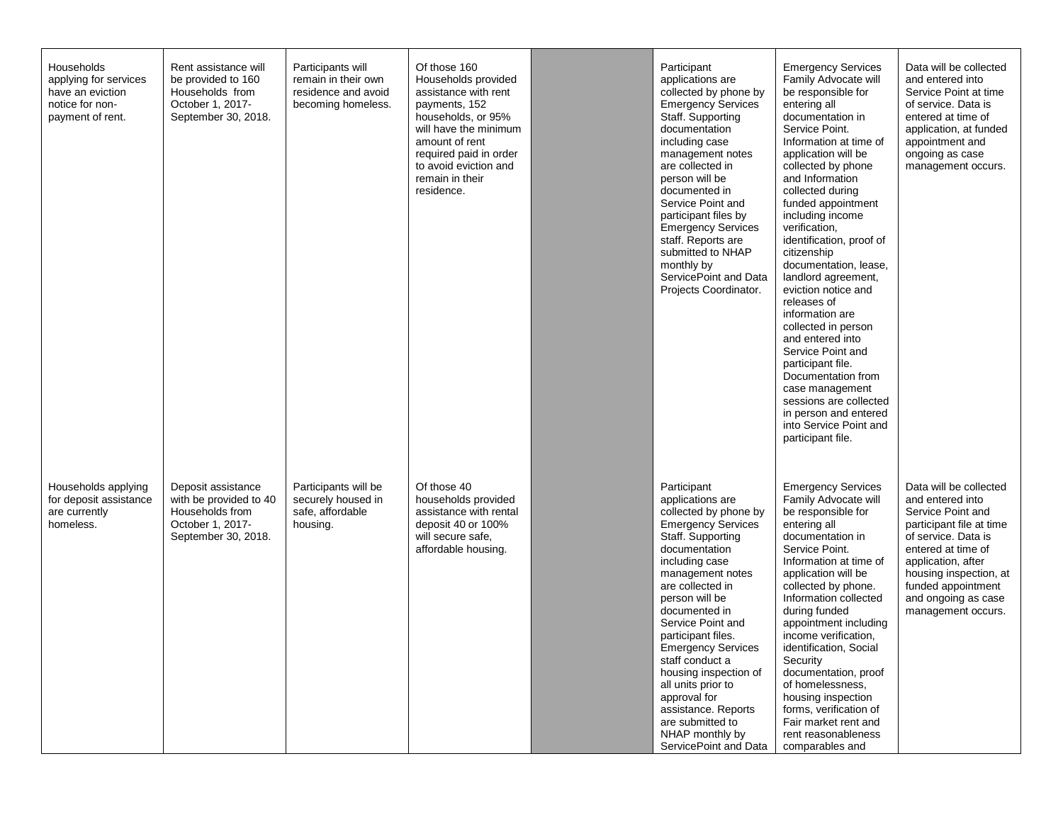| | | | | | | | |
|---|---|---|---|---|---|---|---|
| Households applying for services have an eviction notice for non-payment of rent. | Rent assistance will be provided to 160 Households from October 1, 2017-September 30, 2018. | Participants will remain in their own residence and avoid becoming homeless. | Of those 160 Households provided assistance with rent payments, 152 households, or 95% will have the minimum amount of rent required paid in order to avoid eviction and remain in their residence. | | Participant applications are collected by phone by Emergency Services Staff. Supporting documentation including case management notes are collected in person will be documented in Service Point and participant files by Emergency Services staff. Reports are submitted to NHAP monthly by ServicePoint and Data Projects Coordinator. | Emergency Services Family Advocate will be responsible for entering all documentation in Service Point. Information at time of application will be collected by phone and Information collected during funded appointment including income verification, identification, proof of citizenship documentation, lease, landlord agreement, eviction notice and releases of information are collected in person and entered into Service Point and participant file. Documentation from case management sessions are collected in person and entered into Service Point and participant file. | Data will be collected and entered into Service Point at time of service. Data is entered at time of application, at funded appointment and ongoing as case management occurs. |
| Households applying for deposit assistance are currently homeless. | Deposit assistance with be provided to 40 Households from October 1, 2017-September 30, 2018. | Participants will be securely housed in safe, affordable housing. | Of those 40 households provided assistance with rental deposit 40 or 100% will secure safe, affordable housing. | | Participant applications are collected by phone by Emergency Services Staff. Supporting documentation including case management notes are collected in person will be documented in Service Point and participant files. Emergency Services staff conduct a housing inspection of all units prior to approval for assistance. Reports are submitted to NHAP monthly by ServicePoint and Data | Emergency Services Family Advocate will be responsible for entering all documentation in Service Point. Information at time of application will be collected by phone. Information collected during funded appointment including income verification, identification, Social Security documentation, proof of homelessness, housing inspection forms, verification of Fair market rent and rent reasonableness comparables and | Data will be collected and entered into Service Point and participant file at time of service. Data is entered at time of application, after housing inspection, at funded appointment and ongoing as case management occurs. |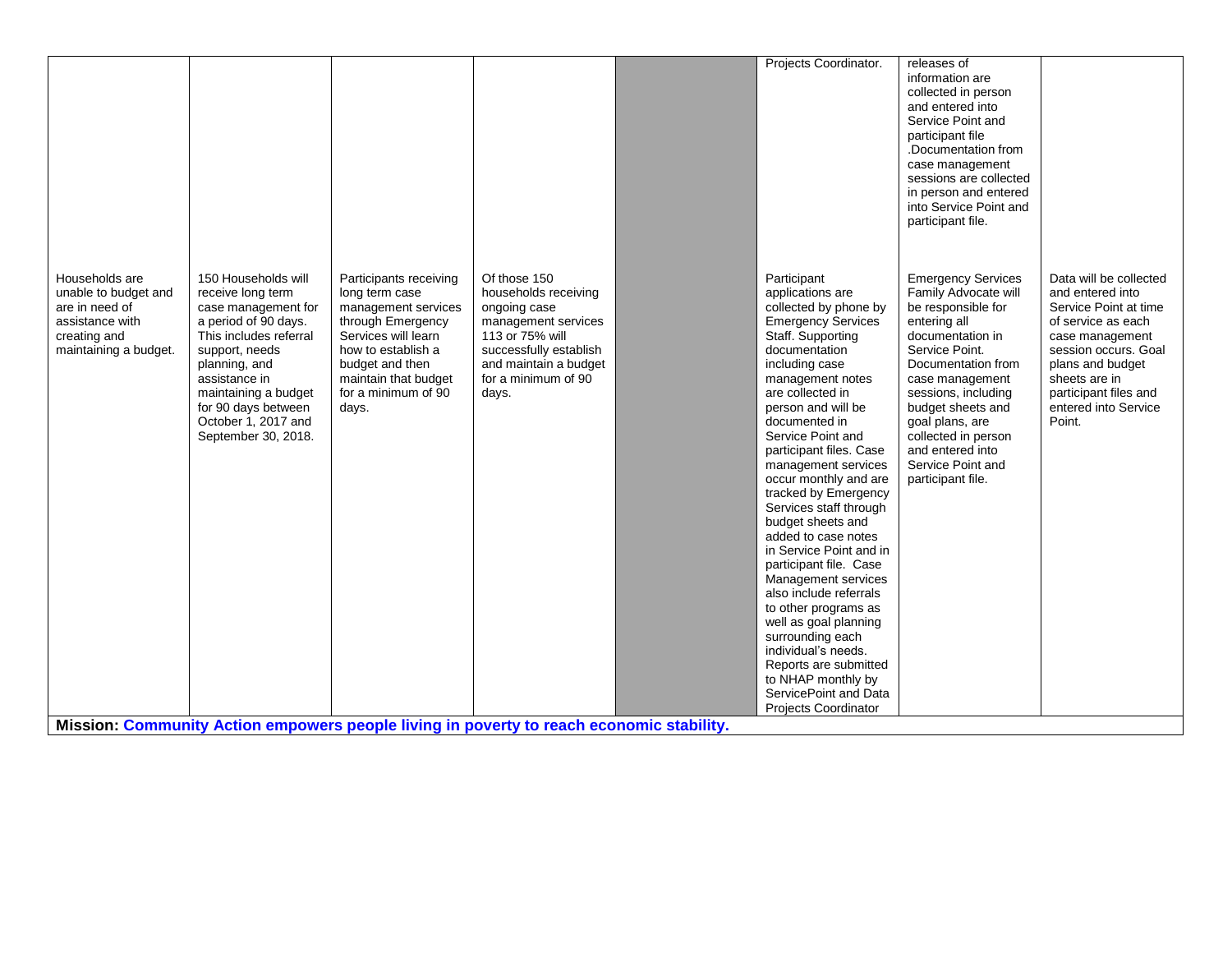| | | | | | | | |
|---|---|---|---|---|---|---|---|
| | | | | | Projects Coordinator. | releases of information are collected in person and entered into Service Point and participant file .Documentation from case management sessions are collected in person and entered into Service Point and participant file. | |
| Households are unable to budget and are in need of assistance with creating and maintaining a budget. | 150 Households will receive long term case management for a period of 90 days. This includes referral support, needs planning, and assistance in maintaining a budget for 90 days between October 1, 2017 and September 30, 2018. | Participants receiving long term case management services through Emergency Services will learn how to establish a budget and then maintain that budget for a minimum of 90 days. | Of those 150 households receiving ongoing case management services 113 or 75% will successfully establish and maintain a budget for a minimum of 90 days. | | Participant applications are collected by phone by Emergency Services Staff. Supporting documentation including case management notes are collected in person and will be documented in Service Point and participant files. Case management services occur monthly and are tracked by Emergency Services staff through budget sheets and added to case notes in Service Point and in participant file. Case Management services also include referrals to other programs as well as goal planning surrounding each individual's needs. Reports are submitted to NHAP monthly by ServicePoint and Data Projects Coordinator | Emergency Services Family Advocate will be responsible for entering all documentation in Service Point. Documentation from case management sessions, including budget sheets and goal plans, are collected in person and entered into Service Point and participant file. | Data will be collected and entered into Service Point at time of service as each case management session occurs. Goal plans and budget sheets are in participant files and entered into Service Point. |

**Mission: Community Action empowers people living in poverty to reach economic stability.**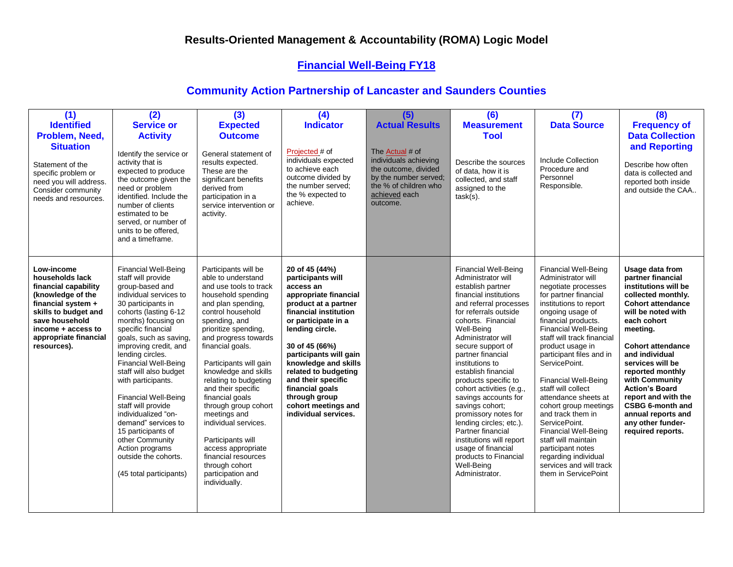# Results-Oriented Management & Accountability (ROMA) Logic Model

## Financial Well-Being FY18

## Community Action Partnership of Lancaster and Saunders Counties

| (1) Identified Problem, Need, Situation | (2) Service or Activity | (3) Expected Outcome | (4) Indicator | (5) Actual Results | (6) Measurement Tool | (7) Data Source | (8) Frequency of Data Collection and Reporting |
|---|---|---|---|---|---|---|---|
| Statement of the specific problem or need you will address. Consider community needs and resources. | Identify the service or activity that is expected to produce the outcome given the need or problem identified. Include the number of clients estimated to be served, or number of units to be offered, and a timeframe. | General statement of results expected. These are the significant benefits derived from participation in a service intervention or activity. | Projected # of individuals expected to achieve each outcome divided by the number served; the % expected to achieve. | The Actual # of individuals achieving the outcome, divided by the number served; the % of children who achieved each outcome. | Describe the sources of data, how it is collected, and staff assigned to the task(s). | Include Collection Procedure and Personnel Responsible. | Describe how often data is collected and reported both inside and outside the CAA.. |
| **Low-income households lack financial capability (knowledge of the financial system + skills to budget and save household income + access to appropriate financial resources).** | Financial Well-Being staff will provide group-based and individual services to 30 participants in cohorts (lasting 6-12 months) focusing on specific financial goals, such as saving, improving credit, and lending circles. Financial Well-Being staff will also budget with participants.<br><br>Financial Well-Being staff will provide individualized "on-demand" services to 15 participants of other Community Action programs outside the cohorts.<br><br>(45 total participants) | Participants will be able to understand and use tools to track household spending and plan spending, control household spending, and prioritize spending, and progress towards financial goals.<br><br>Participants will gain knowledge and skills relating to budgeting and their specific financial goals through group cohort meetings and individual services.<br><br>Participants will access appropriate financial resources through cohort participation and individually. | **20 of 45 (44%) participants will access an appropriate financial product at a partner financial institution or participate in a lending circle.**<br><br>**30 of 45 (66%) participants will gain knowledge and skills related to budgeting and their specific financial goals through group cohort meetings and individual services.** | | Financial Well-Being Administrator will establish partner financial institutions and referral processes for referrals outside cohorts. Financial Well-Being Administrator will secure support of partner financial institutions to establish financial products specific to cohort activities (e.g., savings accounts for savings cohort; promissory notes for lending circles; etc.). Partner financial institutions will report usage of financial products to Financial Well-Being Administrator. | Financial Well-Being Administrator will negotiate processes for partner financial institutions to report ongoing usage of financial products. Financial Well-Being staff will track financial product usage in participant files and in ServicePoint.<br><br>Financial Well-Being staff will collect attendance sheets at cohort group meetings and track them in ServicePoint. Financial Well-Being staff will maintain participant notes regarding individual services and will track them in ServicePoint | **Usage data from partner financial institutions will be collected monthly. Cohort attendance will be noted with each cohort meeting.**<br><br>**Cohort attendance and individual services will be reported monthly with Community Action's Board report and with the CSBG 6-month and annual reports and any other funder-required reports.** |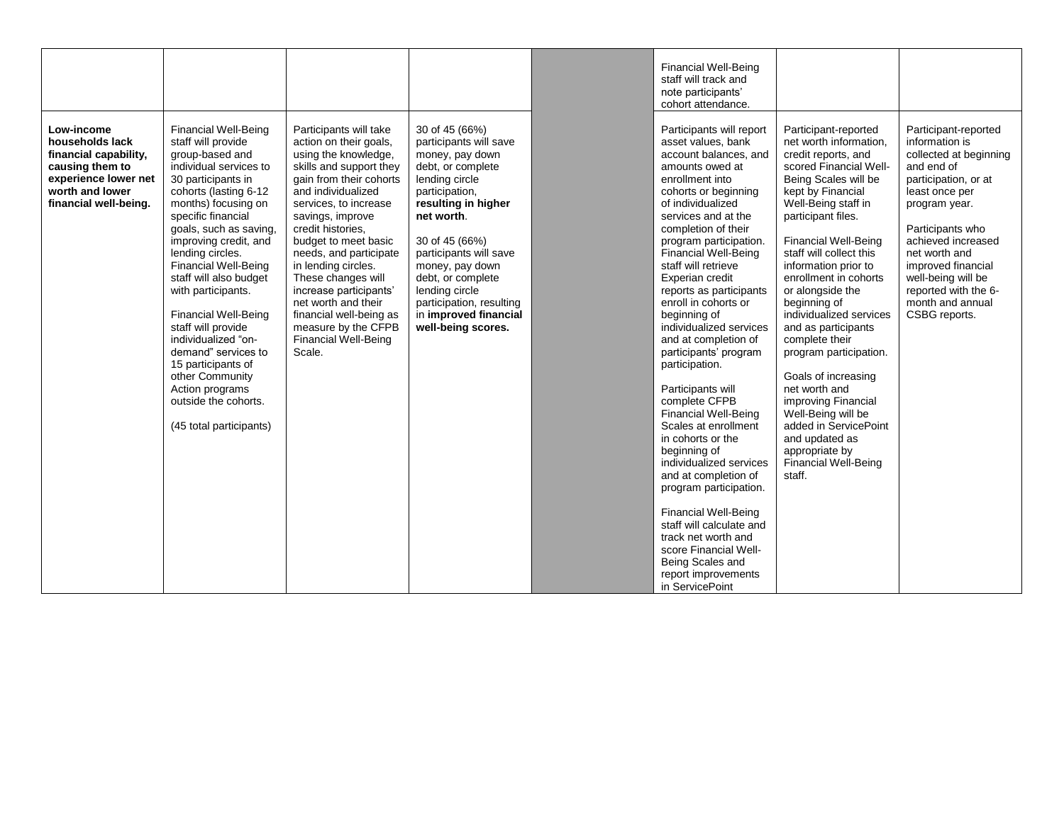| | | | | | | | |
|---|---|---|---|---|---|---|---|
| | | | | | Financial Well-Being staff will track and note participants' cohort attendance. | | |
| **Low-income households lack financial capability, causing them to experience lower net worth and lower financial well-being.** | Financial Well-Being staff will provide group-based and individual services to 30 participants in cohorts (lasting 6-12 months) focusing on specific financial goals, such as saving, improving credit, and lending circles. Financial Well-Being staff will also budget with participants.<br><br>Financial Well-Being staff will provide individualized "on-demand" services to 15 participants of other Community Action programs outside the cohorts.<br><br>(45 total participants) | Participants will take action on their goals, using the knowledge, skills and support they gain from their cohorts and individualized services, to increase savings, improve credit histories, budget to meet basic needs, and participate in lending circles. These changes will increase participants' net worth and their financial well-being as measure by the CFPB Financial Well-Being Scale. | 30 of 45 (66%) participants will save money, pay down debt, or complete lending circle participation, **resulting in higher net worth**.<br><br>30 of 45 (66%) participants will save money, pay down debt, or complete lending circle participation, resulting in **improved financial well-being scores.** | | Participants will report asset values, bank account balances, and amounts owed at enrollment into cohorts or beginning of individualized services and at the completion of their program participation. Financial Well-Being staff will retrieve Experian credit reports as participants enroll in cohorts or beginning of individualized services and at completion of participants' program participation.<br><br>Participants will complete CFPB Financial Well-Being Scales at enrollment in cohorts or the beginning of individualized services and at completion of program participation.<br><br>Financial Well-Being staff will calculate and track net worth and score Financial Well-Being Scales and report improvements in ServicePoint | Participant-reported net worth information, credit reports, and scored Financial Well-Being Scales will be kept by Financial Well-Being staff in participant files.<br><br>Financial Well-Being staff will collect this information prior to enrollment in cohorts or alongside the beginning of individualized services and as participants complete their program participation.<br><br>Goals of increasing net worth and improving Financial Well-Being will be added in ServicePoint and updated as appropriate by Financial Well-Being staff. | Participant-reported information is collected at beginning and end of participation, or at least once per program year.<br><br>Participants who achieved increased net worth and improved financial well-being will be reported with the 6-month and annual CSBG reports. |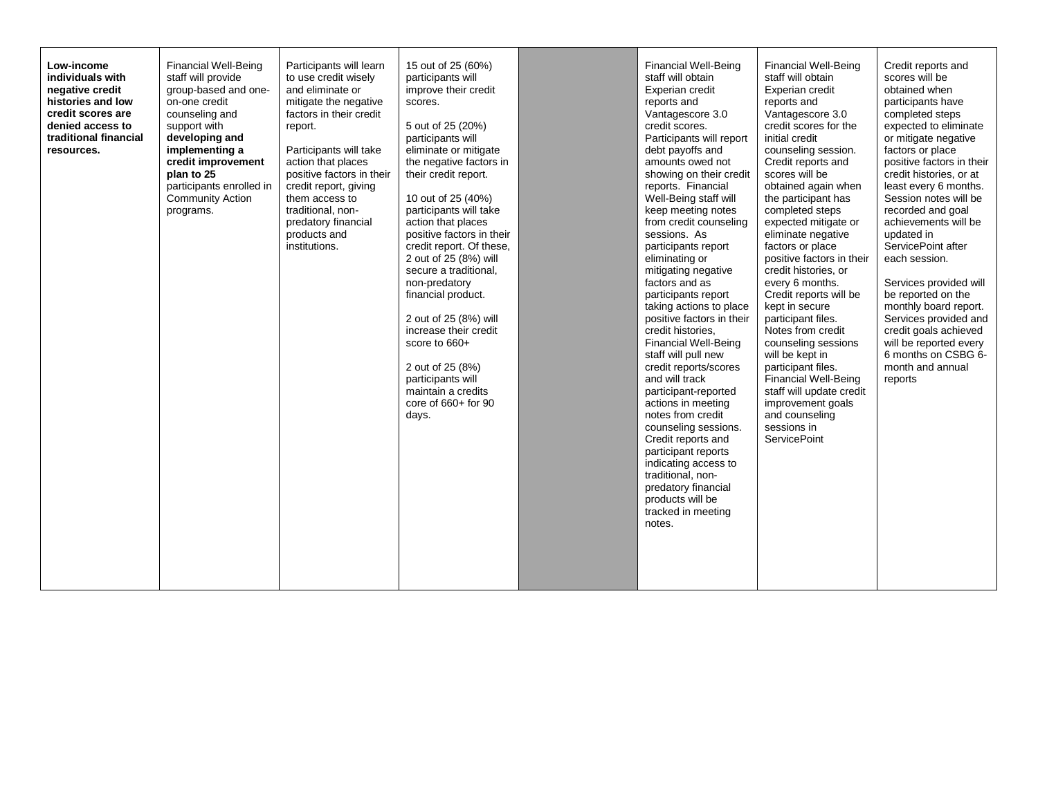| | | | | | | | |
|---|---|---|---|---|---|---|---|
| **Low-income individuals with negative credit histories and low credit scores are denied access to traditional financial resources.** | Financial Well-Being staff will provide group-based and one-on-one credit counseling and support with **developing and implementing a credit improvement plan to 25** participants enrolled in Community Action programs. | Participants will learn to use credit wisely and eliminate or mitigate the negative factors in their credit report.<br><br>Participants will take action that places positive factors in their credit report, giving them access to traditional, non-predatory financial products and institutions. | 15 out of 25 (60%) participants will improve their credit scores.<br><br>5 out of 25 (20%) participants will eliminate or mitigate the negative factors in their credit report.<br><br>10 out of 25 (40%) participants will take action that places positive factors in their credit report. Of these, 2 out of 25 (8%) will secure a traditional, non-predatory financial product.<br><br>2 out of 25 (8%) will increase their credit score to 660+<br><br>2 out of 25 (8%) participants will maintain a credits core of 660+ for 90 days. | | Financial Well-Being staff will obtain Experian credit reports and Vantagescore 3.0 credit scores. Participants will report debt payoffs and amounts owed not showing on their credit reports. Financial Well-Being staff will keep meeting notes from credit counseling sessions. As participants report eliminating or mitigating negative factors and as participants report taking actions to place positive factors in their credit histories, Financial Well-Being staff will pull new credit reports/scores and will track participant-reported actions in meeting notes from credit counseling sessions. Credit reports and participant reports indicating access to traditional, non-predatory financial products will be tracked in meeting notes. | Financial Well-Being staff will obtain Experian credit reports and Vantagescore 3.0 credit scores for the initial credit counseling session. Credit reports and scores will be obtained again when the participant has completed steps expected mitigate or eliminate negative factors or place positive factors in their credit histories, or every 6 months. Credit reports will be kept in secure participant files. Notes from credit counseling sessions will be kept in participant files. Financial Well-Being staff will update credit improvement goals and counseling sessions in ServicePoint | Credit reports and scores will be obtained when participants have completed steps expected to eliminate or mitigate negative factors or place positive factors in their credit histories, or at least every 6 months. Session notes will be recorded and goal achievements will be updated in ServicePoint after each session.<br><br>Services provided will be reported on the monthly board report. Services provided and credit goals achieved will be reported every 6 months on CSBG 6-month and annual reports |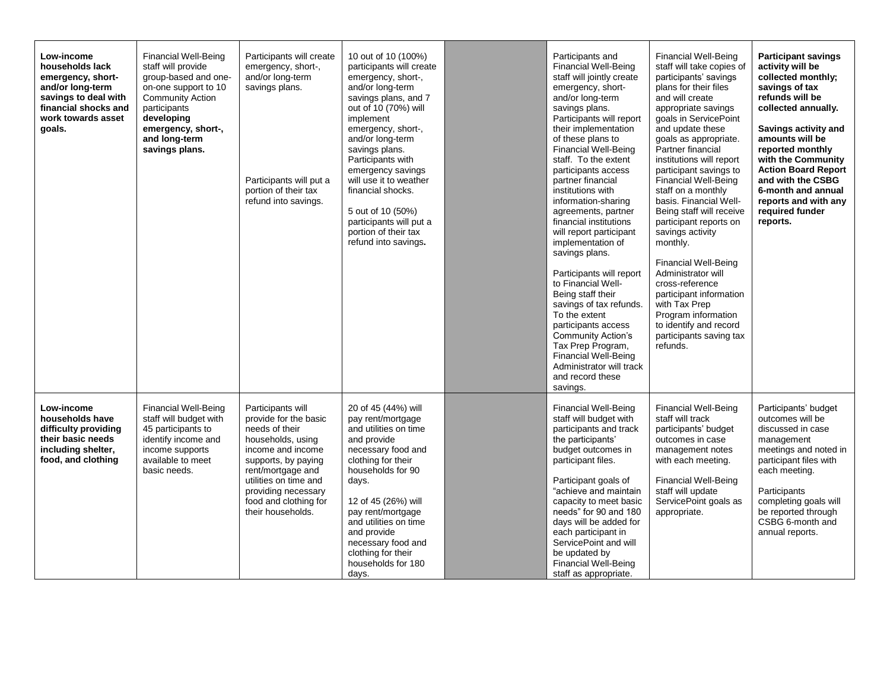| | | | | | | | |
|---|---|---|---|---|---|---|---|
| **Low-income households lack emergency, short- and/or long-term savings to deal with financial shocks and work towards asset goals.** | Financial Well-Being staff will provide group-based and one-on-one support to 10 Community Action participants **developing emergency, short-, and long-term savings plans.** | Participants will create emergency, short-, and/or long-term savings plans.<br><br>Participants will put a portion of their tax refund into savings. | 10 out of 10 (100%) participants will create emergency, short-, and/or long-term savings plans, and 7 out of 10 (70%) will implement emergency, short-, and/or long-term savings plans. Participants with emergency savings will use it to weather financial shocks.<br><br>5 out of 10 (50%) participants will put a portion of their tax refund into savings**.** | | Participants and Financial Well-Being staff will jointly create emergency, short- and/or long-term savings plans. Participants will report their implementation of these plans to Financial Well-Being staff. To the extent participants access partner financial institutions with information-sharing agreements, partner financial institutions will report participant implementation of savings plans.<br><br>Participants will report to Financial Well-Being staff their savings of tax refunds. To the extent participants access Community Action's Tax Prep Program, Financial Well-Being Administrator will track and record these savings. | Financial Well-Being staff will take copies of participants' savings plans for their files and will create appropriate savings goals in ServicePoint and update these goals as appropriate. Partner financial institutions will report participant savings to Financial Well-Being staff on a monthly basis. Financial Well-Being staff will receive participant reports on savings activity monthly.<br><br>Financial Well-Being Administrator will cross-reference participant information with Tax Prep Program information to identify and record participants saving tax refunds. | **Participant savings activity will be collected monthly; savings of tax refunds will be collected annually.**<br><br>**Savings activity and amounts will be reported monthly with the Community Action Board Report and with the CSBG 6-month and annual reports and with any required funder reports.** |
| **Low-income households have difficulty providing their basic needs including shelter, food, and clothing** | Financial Well-Being staff will budget with 45 participants to identify income and income supports available to meet basic needs. | Participants will provide for the basic needs of their households, using income and income supports, by paying rent/mortgage and utilities on time and providing necessary food and clothing for their households. | 20 of 45 (44%) will pay rent/mortgage and utilities on time and provide necessary food and clothing for their households for 90 days.<br><br>12 of 45 (26%) will pay rent/mortgage and utilities on time and provide necessary food and clothing for their households for 180 days. | | Financial Well-Being staff will budget with participants and track the participants' budget outcomes in participant files.<br><br>Participant goals of "achieve and maintain capacity to meet basic needs" for 90 and 180 days will be added for each participant in ServicePoint and will be updated by Financial Well-Being staff as appropriate. | Financial Well-Being staff will track participants' budget outcomes in case management notes with each meeting.<br><br>Financial Well-Being staff will update ServicePoint goals as appropriate. | Participants' budget outcomes will be discussed in case management meetings and noted in participant files with each meeting.<br><br>Participants completing goals will be reported through CSBG 6-month and annual reports. |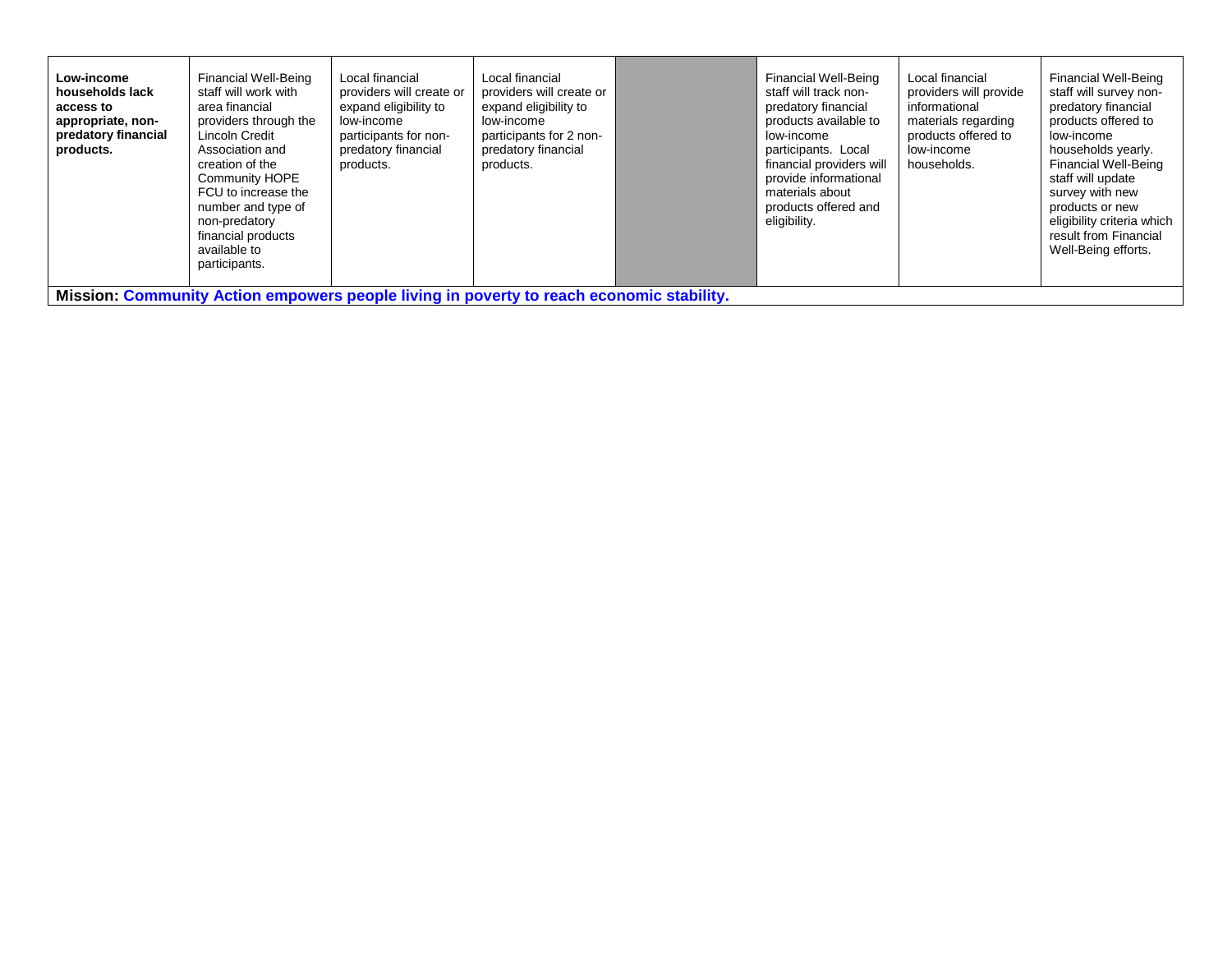| | | | | | | | |
|---|---|---|---|---|---|---|---|
| **Low-income households lack access to appropriate, non-predatory financial products.** | Financial Well-Being staff will work with area financial providers through the Lincoln Credit Association and creation of the Community HOPE FCU to increase the number and type of non-predatory financial products available to participants. | Local financial providers will create or expand eligibility to low-income participants for non-predatory financial products. | Local financial providers will create or expand eligibility to low-income participants for 2 non-predatory financial products. | | Financial Well-Being staff will track non-predatory financial products available to low-income participants. Local financial providers will provide informational materials about products offered and eligibility. | Local financial providers will provide informational materials regarding products offered to low-income households. | Financial Well-Being staff will survey non-predatory financial products offered to low-income households yearly. Financial Well-Being staff will update survey with new products or new eligibility criteria which result from Financial Well-Being efforts. |
| **Mission: Community Action empowers people living in poverty to reach economic stability.** | | | | | | | |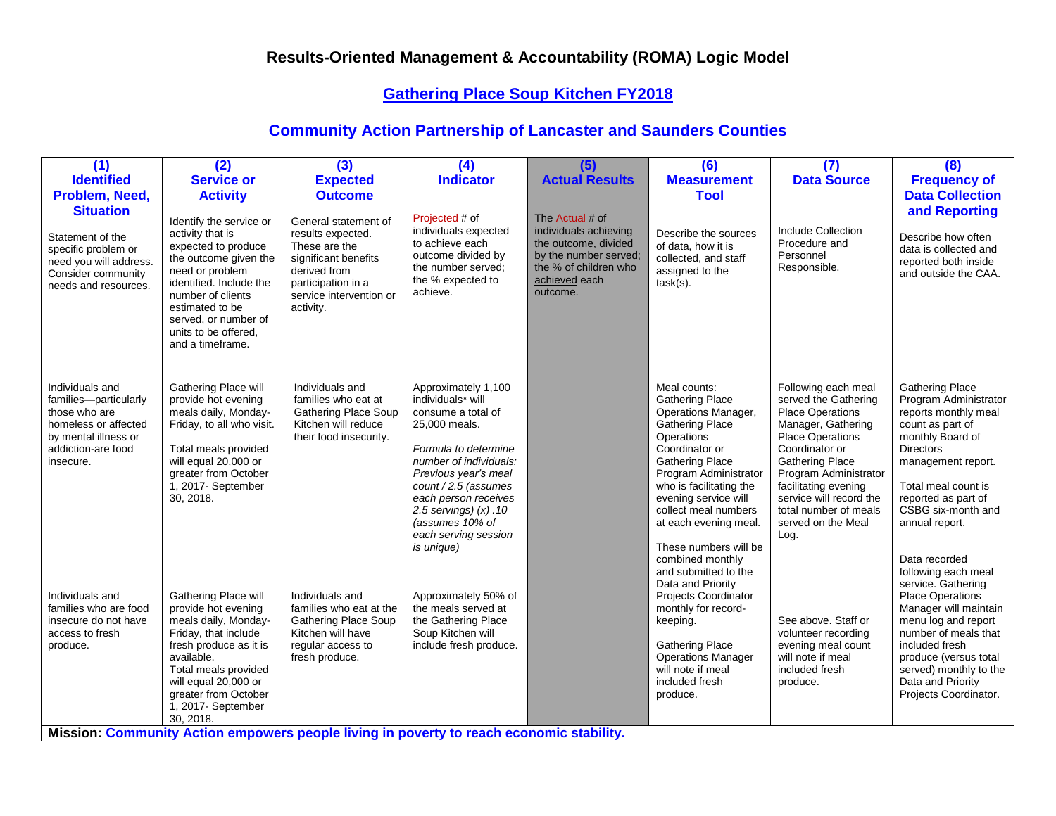# Results-Oriented Management & Accountability (ROMA) Logic Model

## Gathering Place Soup Kitchen FY2018

## Community Action Partnership of Lancaster and Saunders Counties

| (1) Identified Problem, Need, Situation | (2) Service or Activity | (3) Expected Outcome | (4) Indicator | (5) Actual Results | (6) Measurement Tool | (7) Data Source | (8) Frequency of Data Collection and Reporting |
|---|---|---|---|---|---|---|---|
| Statement of the specific problem or need you will address. Consider community needs and resources. | Identify the service or activity that is expected to produce the outcome given the need or problem identified. Include the number of clients estimated to be served, or number of units to be offered, and a timeframe. | General statement of results expected. These are the significant benefits derived from participation in a service intervention or activity. | Projected # of individuals expected to achieve each outcome divided by the number served; the % expected to achieve. | The Actual # of individuals achieving the outcome, divided by the number served; the % of children who achieved each outcome. | Describe the sources of data, how it is collected, and staff assigned to the task(s). | Include Collection Procedure and Personnel Responsible. | Describe how often data is collected and reported both inside and outside the CAA. |
| Individuals and families—particularly those who are homeless or affected by mental illness or addiction-are food insecure. | Gathering Place will provide hot evening meals daily, Monday-Friday, to all who visit.<br><br>Total meals provided will equal 20,000 or greater from October 1, 2017- September 30, 2018. | Individuals and families who eat at Gathering Place Soup Kitchen will reduce their food insecurity. | Approximately 1,100 individuals* will consume a total of 25,000 meals.<br><br>*Formula to determine number of individuals: Previous year's meal count / 2.5 (assumes each person receives 2.5 servings) (x) .10 (assumes 10% of each serving session is unique)* | | Meal counts: Gathering Place Operations Manager, Gathering Place Operations Coordinator or Gathering Place Program Administrator who is facilitating the evening service will collect meal numbers at each evening meal.<br><br>These numbers will be combined monthly and submitted to the Data and Priority Projects Coordinator monthly for record-keeping. | Following each meal served the Gathering Place Operations Manager, Gathering Place Operations Coordinator or Gathering Place Program Administrator facilitating evening service will record the total number of meals served on the Meal Log. | Gathering Place Program Administrator reports monthly meal count as part of monthly Board of Directors management report.<br><br>Total meal count is reported as part of CSBG six-month and annual report. |
| Individuals and families who are food insecure do not have access to fresh produce. | Gathering Place will provide hot evening meals daily, Monday-Friday, that include fresh produce as it is available.<br>Total meals provided will equal 20,000 or greater from October 1, 2017- September 30, 2018. | Individuals and families who eat at the Gathering Place Soup Kitchen will have regular access to fresh produce. | Approximately 50% of the meals served at the Gathering Place Soup Kitchen will include fresh produce. | | Gathering Place Operations Manager will note if meal included fresh produce. | See above. Staff or volunteer recording evening meal count will note if meal included fresh produce. | Data recorded following each meal service. Gathering Place Operations Manager will maintain menu log and report number of meals that included fresh produce (versus total served) monthly to the Data and Priority Projects Coordinator. |

**Mission: Community Action empowers people living in poverty to reach economic stability.**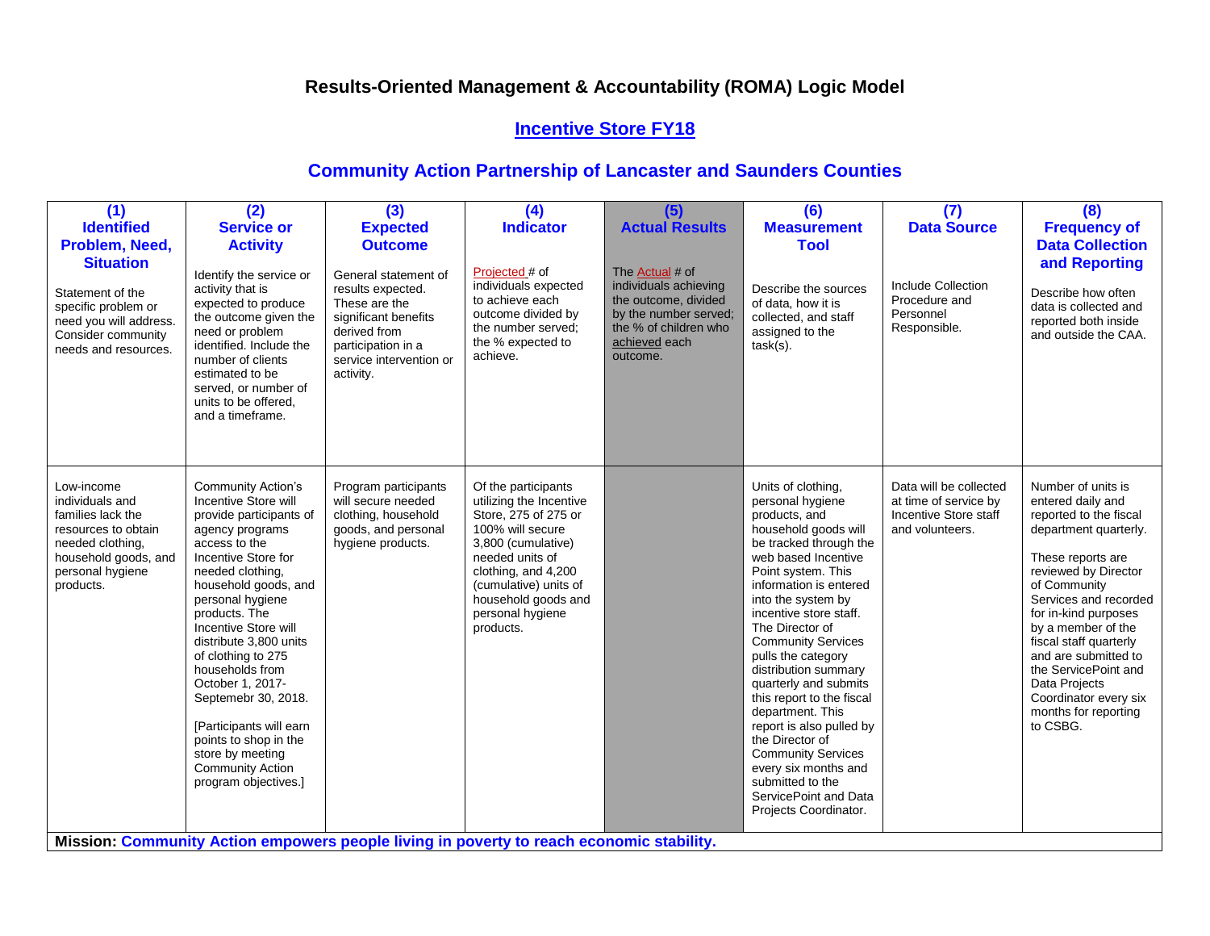# Results-Oriented Management & Accountability (ROMA) Logic Model

## Incentive Store FY18

## Community Action Partnership of Lancaster and Saunders Counties

| (1) **Identified Problem, Need, Situation** Statement of the specific problem or need you will address. Consider community needs and resources. | (2) **Service or Activity** Identify the service or activity that is expected to produce the outcome given the need or problem identified. Include the number of clients estimated to be served, or number of units to be offered, and a timeframe. | (3) **Expected Outcome** General statement of results expected. These are the significant benefits derived from participation in a service intervention or activity. | (4) **Indicator** Projected # of individuals expected to achieve each outcome divided by the number served; the % expected to achieve. | (5) **Actual Results** The Actual # of individuals achieving the outcome, divided by the number served; the % of children who achieved each outcome. | (6) **Measurement Tool** Describe the sources of data, how it is collected, and staff assigned to the task(s). | (7) **Data Source** Include Collection Procedure and Personnel Responsible. | (8) **Frequency of Data Collection and Reporting** Describe how often data is collected and reported both inside and outside the CAA. |
|---|---|---|---|---|---|---|---|
| Low-income individuals and families lack the resources to obtain needed clothing, household goods, and personal hygiene products. | Community Action's Incentive Store will provide participants of agency programs access to the Incentive Store for needed clothing, household goods, and personal hygiene products. The Incentive Store will distribute 3,800 units of clothing to 275 households from October 1, 2017-Septemebr 30, 2018. [Participants will earn points to shop in the store by meeting Community Action program objectives.] | Program participants will secure needed clothing, household goods, and personal hygiene products. | Of the participants utilizing the Incentive Store, 275 of 275 or 100% will secure 3,800 (cumulative) needed units of clothing, and 4,200 (cumulative) units of household goods and personal hygiene products. | | Units of clothing, personal hygiene products, and household goods will be tracked through the web based Incentive Point system. This information is entered into the system by incentive store staff. The Director of Community Services pulls the category distribution summary quarterly and submits this report to the fiscal department. This report is also pulled by the Director of Community Services every six months and submitted to the ServicePoint and Data Projects Coordinator. | Data will be collected at time of service by Incentive Store staff and volunteers. | Number of units is entered daily and reported to the fiscal department quarterly. These reports are reviewed by Director of Community Services and recorded for in-kind purposes by a member of the fiscal staff quarterly and are submitted to the ServicePoint and Data Projects Coordinator every six months for reporting to CSBG. |

**Mission: Community Action empowers people living in poverty to reach economic stability.**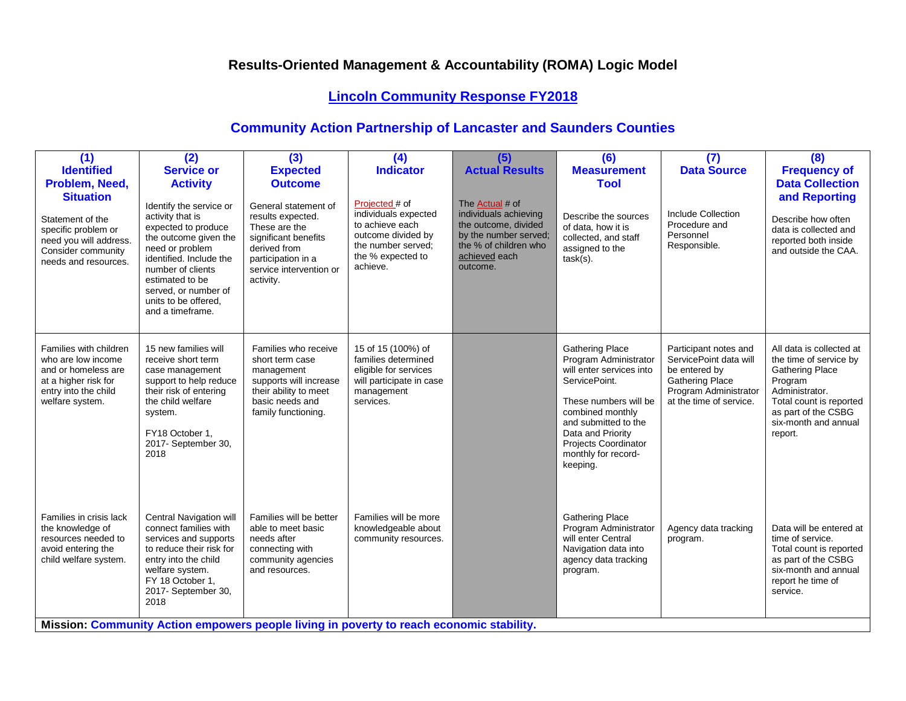# Results-Oriented Management & Accountability (ROMA) Logic Model

## Lincoln Community Response FY2018

## Community Action Partnership of Lancaster and Saunders Counties

| (1) Identified Problem, Need, Situation | (2) Service or Activity | (3) Expected Outcome | (4) Indicator | (5) Actual Results | (6) Measurement Tool | (7) Data Source | (8) Frequency of Data Collection and Reporting |
|---|---|---|---|---|---|---|---|
| Statement of the specific problem or need you will address. Consider community needs and resources. | Identify the service or activity that is expected to produce the outcome given the need or problem identified. Include the number of clients estimated to be served, or number of units to be offered, and a timeframe. | General statement of results expected. These are the significant benefits derived from participation in a service intervention or activity. | Projected # of individuals expected to achieve each outcome divided by the number served; the % expected to achieve. | The Actual # of individuals achieving the outcome, divided by the number served; the % of children who achieved each outcome. | Describe the sources of data, how it is collected, and staff assigned to the task(s). | Include Collection Procedure and Personnel Responsible. | Describe how often data is collected and reported both inside and outside the CAA. |
| Families with children who are low income and or homeless are at a higher risk for entry into the child welfare system. | 15 new families will receive short term case management support to help reduce their risk of entering the child welfare system.<br><br>FY18 October 1, 2017- September 30, 2018 | Families who receive short term case management supports will increase their ability to meet basic needs and family functioning. | 15 of 15 (100%) of families determined eligible for services will participate in case management services. | | Gathering Place Program Administrator will enter services into ServicePoint.<br><br>These numbers will be combined monthly and submitted to the Data and Priority Projects Coordinator monthly for record-keeping. | Participant notes and ServicePoint data will be entered by Gathering Place Program Administrator at the time of service. | All data is collected at the time of service by Gathering Place Program Administrator. Total count is reported as part of the CSBG six-month and annual report. |
| Families in crisis lack the knowledge of resources needed to avoid entering the child welfare system. | Central Navigation will connect families with services and supports to reduce their risk for entry into the child welfare system. FY 18 October 1, 2017- September 30, 2018 | Families will be better able to meet basic needs after connecting with community agencies and resources. | Families will be more knowledgeable about community resources. | | Gathering Place Program Administrator will enter Central Navigation data into agency data tracking program. | Agency data tracking program. | Data will be entered at time of service. Total count is reported as part of the CSBG six-month and annual report he time of service. |

**Mission:** **Community Action empowers people living in poverty to reach economic stability.**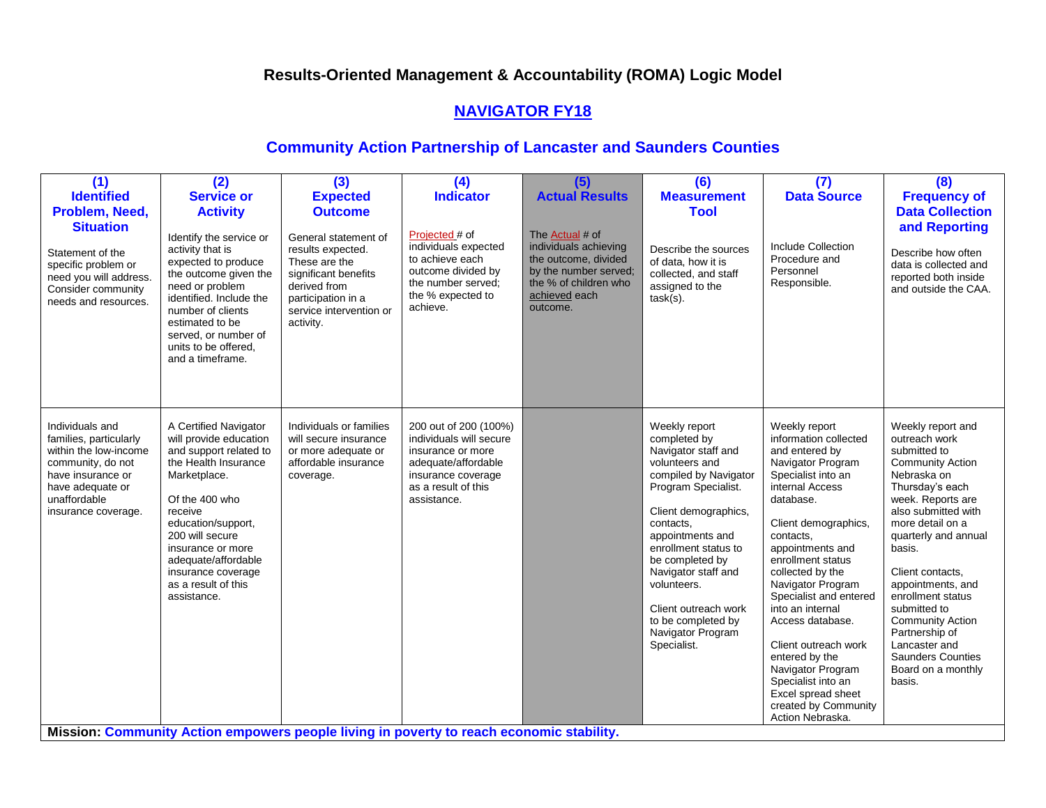# Results-Oriented Management & Accountability (ROMA) Logic Model

## NAVIGATOR FY18

## Community Action Partnership of Lancaster and Saunders Counties

| (1) Identified Problem, Need, Situation | (2) Service or Activity | (3) Expected Outcome | (4) Indicator | (5) Actual Results | (6) Measurement Tool | (7) Data Source | (8) Frequency of Data Collection and Reporting |
|---|---|---|---|---|---|---|---|
| Statement of the specific problem or need you will address. Consider community needs and resources. | Identify the service or activity that is expected to produce the outcome given the need or problem identified. Include the number of clients estimated to be served, or number of units to be offered, and a timeframe. | General statement of results expected. These are the significant benefits derived from participation in a service intervention or activity. | Projected # of individuals expected to achieve each outcome divided by the number served; the % expected to achieve. | The Actual # of individuals achieving the outcome, divided by the number served; the % of children who achieved each outcome. | Describe the sources of data, how it is collected, and staff assigned to the task(s). | Include Collection Procedure and Personnel Responsible. | Describe how often data is collected and reported both inside and outside the CAA. |
| Individuals and families, particularly within the low-income community, do not have insurance or have adequate or unaffordable insurance coverage. | A Certified Navigator will provide education and support related to the Health Insurance Marketplace.<br><br>Of the 400 who receive education/support, 200 will secure insurance or more adequate/affordable insurance coverage as a result of this assistance. | Individuals or families will secure insurance or more adequate or affordable insurance coverage. | 200 out of 200 (100%) individuals will secure insurance or more adequate/affordable insurance coverage as a result of this assistance. | | Weekly report completed by Navigator staff and volunteers and compiled by Navigator Program Specialist.<br><br>Client demographics, contacts, appointments and enrollment status to be completed by Navigator staff and volunteers.<br><br>Client outreach work to be completed by Navigator Program Specialist. | Weekly report information collected and entered by Navigator Program Specialist into an internal Access database.<br><br>Client demographics, contacts, appointments and enrollment status collected by the Navigator Program Specialist and entered into an internal Access database.<br><br>Client outreach work entered by the Navigator Program Specialist into an Excel spread sheet created by Community Action Nebraska. | Weekly report and outreach work submitted to Community Action Nebraska on Thursday's each week. Reports are also submitted with more detail on a quarterly and annual basis.<br><br>Client contacts, appointments, and enrollment status submitted to Community Action Partnership of Lancaster and Saunders Counties Board on a monthly basis. |

**Mission: Community Action empowers people living in poverty to reach economic stability.**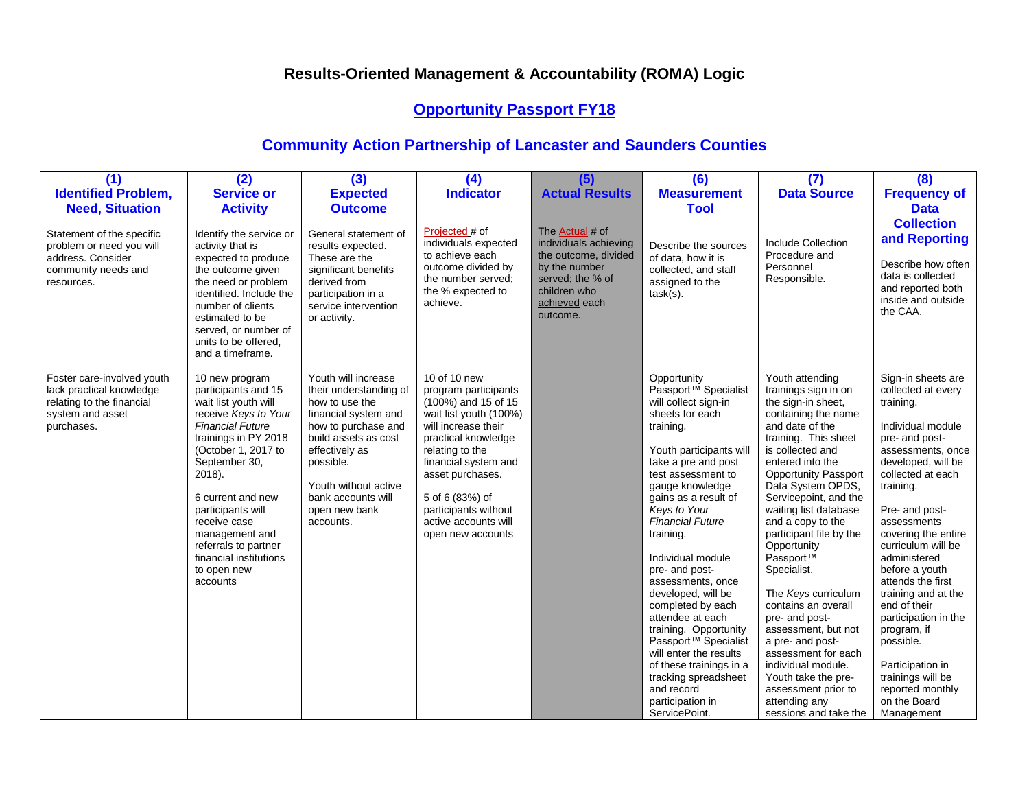# Results-Oriented Management & Accountability (ROMA) Logic

## Opportunity Passport FY18

## Community Action Partnership of Lancaster and Saunders Counties

| (1) Identified Problem, Need, Situation | (2) Service or Activity | (3) Expected Outcome | (4) Indicator | (5) Actual Results | (6) Measurement Tool | (7) Data Source | (8) Frequency of Data Collection and Reporting |
|---|---|---|---|---|---|---|---|
| Statement of the specific problem or need you will address. Consider community needs and resources. | Identify the service or activity that is expected to produce the outcome given the need or problem identified. Include the number of clients estimated to be served, or number of units to be offered, and a timeframe. | General statement of results expected. These are the significant benefits derived from participation in a service intervention or activity. | Projected # of individuals expected to achieve each outcome divided by the number served; the % expected to achieve. | The Actual # of individuals achieving the outcome, divided by the number served; the % of children who achieved each outcome. | Describe the sources of data, how it is collected, and staff assigned to the task(s). | Include Collection Procedure and Personnel Responsible. | Describe how often data is collected and reported both inside and outside the CAA. |
| Foster care-involved youth lack practical knowledge relating to the financial system and asset purchases. | 10 new program participants and 15 wait list youth will receive *Keys to Your Financial Future* trainings in PY 2018 (October 1, 2017 to September 30, 2018).<br><br>6 current and new participants will receive case management and referrals to partner financial institutions to open new accounts | Youth will increase their understanding of how to use the financial system and how to purchase and build assets as cost effectively as possible.<br><br>Youth without active bank accounts will open new bank accounts. | 10 of 10 new program participants (100%) and 15 of 15 wait list youth (100%) will increase their practical knowledge relating to the financial system and asset purchases.<br><br>5 of 6 (83%) of participants without active accounts will open new accounts | | Opportunity Passport™ Specialist will collect sign-in sheets for each training.<br><br>Youth participants will take a pre and post test assessment to gauge knowledge gains as a result of *Keys to Your Financial Future* training.<br><br>Individual module pre- and post-assessments, once developed, will be completed by each attendee at each training. Opportunity Passport™ Specialist will enter the results of these trainings in a tracking spreadsheet and record participation in ServicePoint. | Youth attending trainings sign in on the sign-in sheet, containing the name and date of the training. This sheet is collected and entered into the Opportunity Passport Data System OPDS, Servicepoint, and the waiting list database and a copy to the participant file by the Opportunity Passport™ Specialist.<br><br>The *Keys* curriculum contains an overall pre- and post-assessment, but not a pre- and post-assessment for each individual module. Youth take the pre-assessment prior to attending any sessions and take the | Sign-in sheets are collected at every training.<br><br>Individual module pre- and post-assessments, once developed, will be collected at each training.<br><br>Pre- and post-assessments covering the entire curriculum will be administered before a youth attends the first training and at the end of their participation in the program, if possible.<br><br>Participation in trainings will be reported monthly on the Board Management |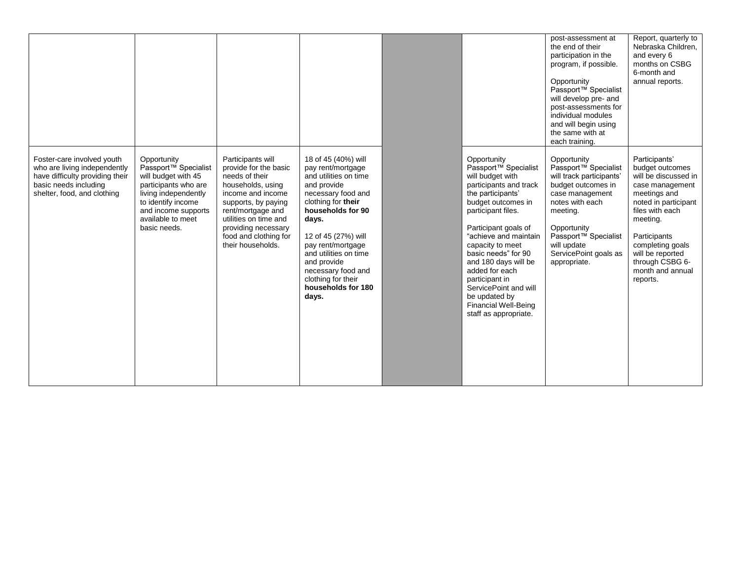| | | | | | | | |
|---|---|---|---|---|---|---|---|
| | | | | | | post-assessment at the end of their participation in the program, if possible.<br><br>Opportunity Passport™ Specialist will develop pre- and post-assessments for individual modules and will begin using the same with at each training. | Report, quarterly to Nebraska Children, and every 6 months on CSBG 6-month and annual reports. |
| Foster-care involved youth who are living independently have difficulty providing their basic needs including shelter, food, and clothing | Opportunity Passport™ Specialist will budget with 45 participants who are living independently to identify income and income supports available to meet basic needs. | Participants will provide for the basic needs of their households, using income and income supports, by paying rent/mortgage and utilities on time and providing necessary food and clothing for their households. | 18 of 45 (40%) will pay rent/mortgage and utilities on time and provide necessary food and clothing for **their households for 90 days.**<br><br>12 of 45 (27%) will pay rent/mortgage and utilities on time and provide necessary food and clothing for their **households for 180 days.** | | Opportunity Passport™ Specialist will budget with participants and track the participants' budget outcomes in participant files.<br><br>Participant goals of "achieve and maintain capacity to meet basic needs" for 90 and 180 days will be added for each participant in ServicePoint and will be updated by Financial Well-Being staff as appropriate. | Opportunity Passport™ Specialist will track participants' budget outcomes in case management notes with each meeting.<br><br>Opportunity Passport™ Specialist will update ServicePoint goals as appropriate. | Participants' budget outcomes will be discussed in case management meetings and noted in participant files with each meeting.<br><br>Participants completing goals will be reported through CSBG 6-month and annual reports. |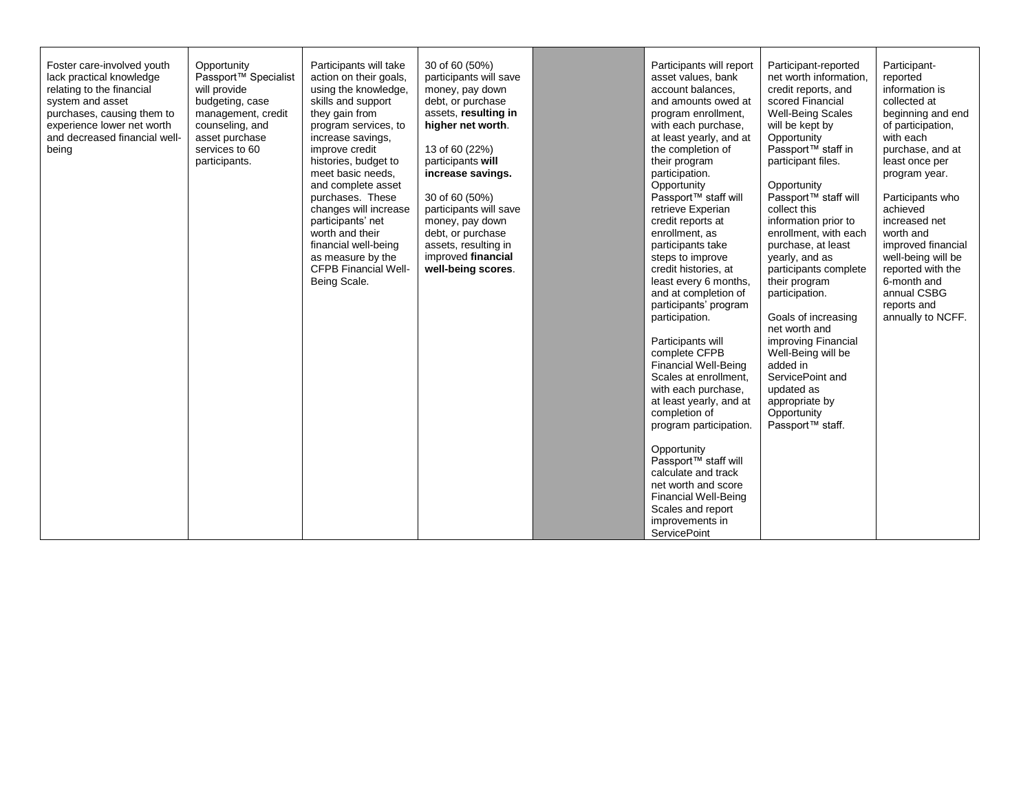| | | | | | | | |
|---|---|---|---|---|---|---|---|
| Foster care-involved youth lack practical knowledge relating to the financial system and asset purchases, causing them to experience lower net worth and decreased financial well-being | Opportunity Passport™ Specialist will provide budgeting, case management, credit counseling, and asset purchase services to 60 participants. | Participants will take action on their goals, using the knowledge, skills and support they gain from program services, to increase savings, improve credit histories, budget to meet basic needs, and complete asset purchases. These changes will increase participants' net worth and their financial well-being as measure by the CFPB Financial Well-Being Scale. | 30 of 60 (50%) participants will save money, pay down debt, or purchase assets, **resulting in higher net worth**.<br><br>13 of 60 (22%) participants **will increase savings.**<br><br>30 of 60 (50%) participants will save money, pay down debt, or purchase assets, resulting in improved **financial well-being scores**. | | Participants will report asset values, bank account balances, and amounts owed at program enrollment, with each purchase, at least yearly, and at the completion of their program participation. Opportunity Passport™ staff will retrieve Experian credit reports at enrollment, as participants take steps to improve credit histories, at least every 6 months, and at completion of participants' program participation.<br><br>Participants will complete CFPB Financial Well-Being Scales at enrollment, with each purchase, at least yearly, and at completion of program participation.<br><br>Opportunity Passport™ staff will calculate and track net worth and score Financial Well-Being Scales and report improvements in ServicePoint | Participant-reported net worth information, credit reports, and scored Financial Well-Being Scales will be kept by Opportunity Passport™ staff in participant files.<br><br>Opportunity Passport™ staff will collect this information prior to enrollment, with each purchase, at least yearly, and as participants complete their program participation.<br><br>Goals of increasing net worth and improving Financial Well-Being will be added in ServicePoint and updated as appropriate by Opportunity Passport™ staff. | Participant-reported information is collected at beginning and end of participation, with each purchase, and at least once per program year.<br><br>Participants who achieved increased net worth and improved financial well-being will be reported with the 6-month and annual CSBG reports and annually to NCFF. |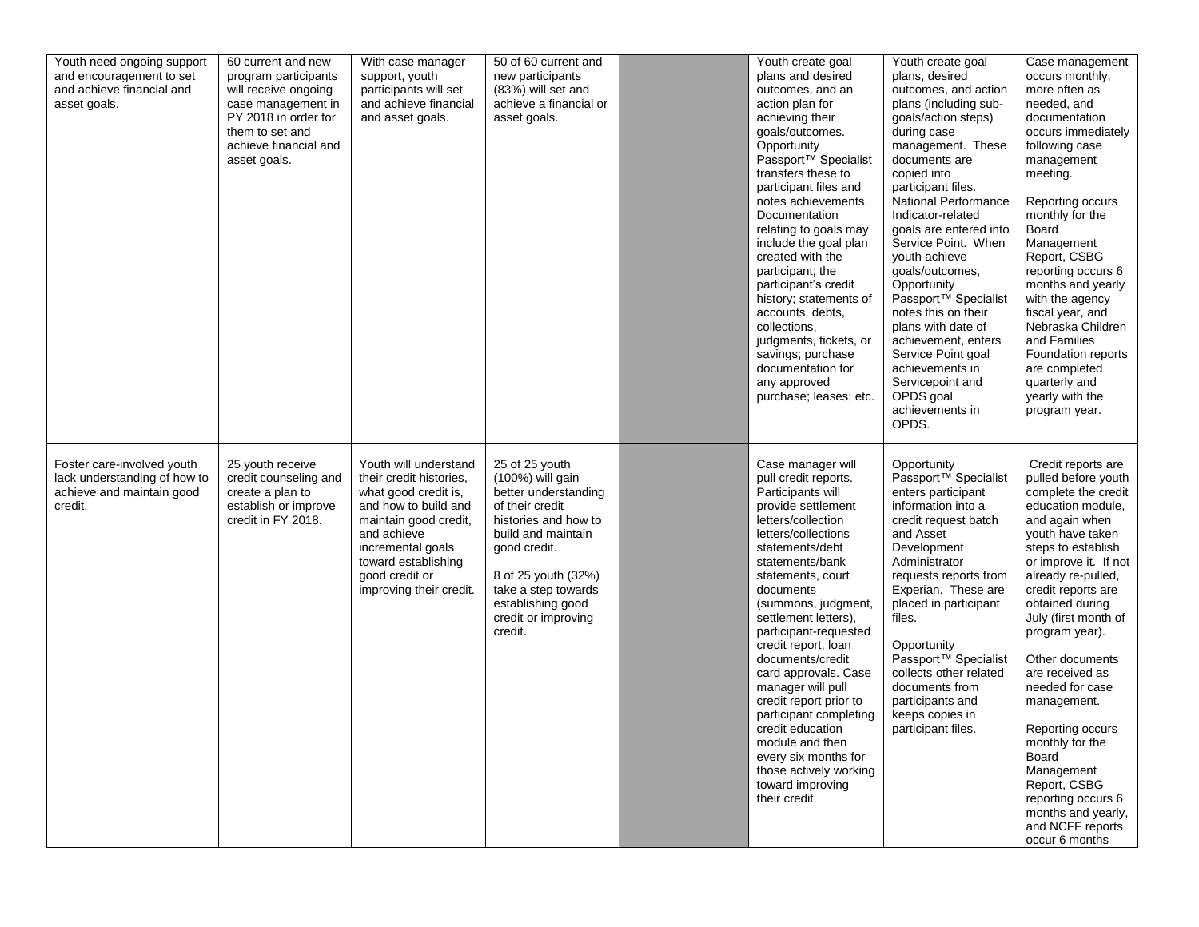| | | | | | | | |
|---|---|---|---|---|---|---|---|
| Youth need ongoing support and encouragement to set and achieve financial and asset goals. | 60 current and new program participants will receive ongoing case management in PY 2018 in order for them to set and achieve financial and asset goals. | With case manager support, youth participants will set and achieve financial and asset goals. | 50 of 60 current and new participants (83%) will set and achieve a financial or asset goals. | | Youth create goal plans and desired outcomes, and an action plan for achieving their goals/outcomes. Opportunity Passport™ Specialist transfers these to participant files and notes achievements. Documentation relating to goals may include the goal plan created with the participant; the participant's credit history; statements of accounts, debts, collections, judgments, tickets, or savings; purchase documentation for any approved purchase; leases; etc. | Youth create goal plans, desired outcomes, and action plans (including sub-goals/action steps) during case management. These documents are copied into participant files. National Performance Indicator-related goals are entered into Service Point. When youth achieve goals/outcomes, Opportunity Passport™ Specialist notes this on their plans with date of achievement, enters Service Point goal achievements in Servicepoint and OPDS goal achievements in OPDS. | Case management occurs monthly, more often as needed, and documentation occurs immediately following case management meeting.<br><br>Reporting occurs monthly for the Board Management Report, CSBG reporting occurs 6 months and yearly with the agency fiscal year, and Nebraska Children and Families Foundation reports are completed quarterly and yearly with the program year. |
| Foster care-involved youth lack understanding of how to achieve and maintain good credit. | 25 youth receive credit counseling and create a plan to establish or improve credit in FY 2018. | Youth will understand their credit histories, what good credit is, and how to build and maintain good credit, and achieve incremental goals toward establishing good credit or improving their credit. | 25 of 25 youth (100%) will gain better understanding of their credit histories and how to build and maintain good credit.<br><br>8 of 25 youth (32%) take a step towards establishing good credit or improving credit. | | Case manager will pull credit reports. Participants will provide settlement letters/collection letters/collections statements/debt statements/bank statements, court documents (summons, judgment, settlement letters), participant-requested credit report, loan documents/credit card approvals. Case manager will pull credit report prior to participant completing credit education module and then every six months for those actively working toward improving their credit. | Opportunity Passport™ Specialist enters participant information into a credit request batch and Asset Development Administrator requests reports from Experian. These are placed in participant files.<br><br>Opportunity Passport™ Specialist collects other related documents from participants and keeps copies in participant files. | Credit reports are pulled before youth complete the credit education module, and again when youth have taken steps to establish or improve it. If not already re-pulled, credit reports are obtained during July (first month of program year).<br><br>Other documents are received as needed for case management.<br><br>Reporting occurs monthly for the Board Management Report, CSBG reporting occurs 6 months and yearly, and NCFF reports occur 6 months |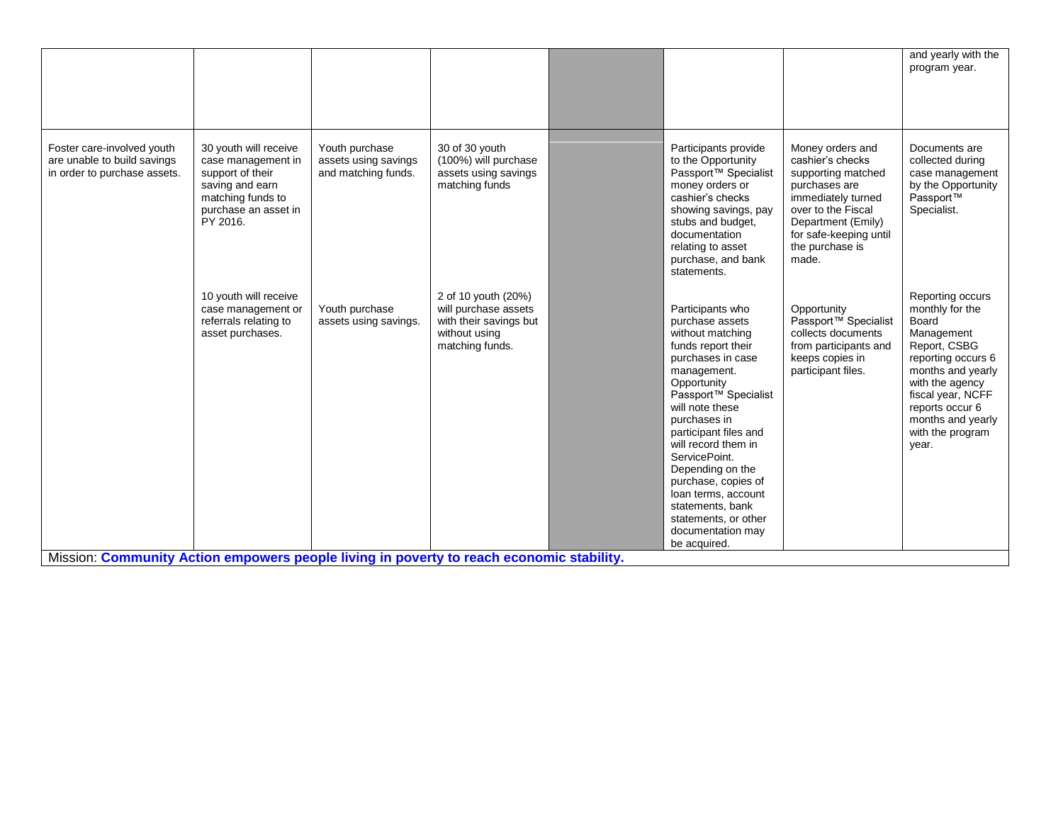| | | | | | | | |
|---|---|---|---|---|---|---|---|
| | | | | | | | and yearly with the program year. |
| Foster care-involved youth are unable to build savings in order to purchase assets. | 30 youth will receive case management in support of their saving and earn matching funds to purchase an asset in PY 2016. | Youth purchase assets using savings and matching funds. | 30 of 30 youth (100%) will purchase assets using savings matching funds | | Participants provide to the Opportunity Passport™ Specialist money orders or cashier's checks showing savings, pay stubs and budget, documentation relating to asset purchase, and bank statements. | Money orders and cashier's checks supporting matched purchases are immediately turned over to the Fiscal Department (Emily) for safe-keeping until the purchase is made. | Documents are collected during case management by the Opportunity Passport™ Specialist. |
| | 10 youth will receive case management or referrals relating to asset purchases. | Youth purchase assets using savings. | 2 of 10 youth (20%) will purchase assets with their savings but without using matching funds. | | Participants who purchase assets without matching funds report their purchases in case management. Opportunity Passport™ Specialist will note these purchases in participant files and will record them in ServicePoint. Depending on the purchase, copies of loan terms, account statements, bank statements, or other documentation may be acquired. | Opportunity Passport™ Specialist collects documents from participants and keeps copies in participant files. | Reporting occurs monthly for the Board Management Report, CSBG reporting occurs 6 months and yearly with the agency fiscal year, NCFF reports occur 6 months and yearly with the program year. |

Mission: **Community Action empowers people living in poverty to reach economic stability.**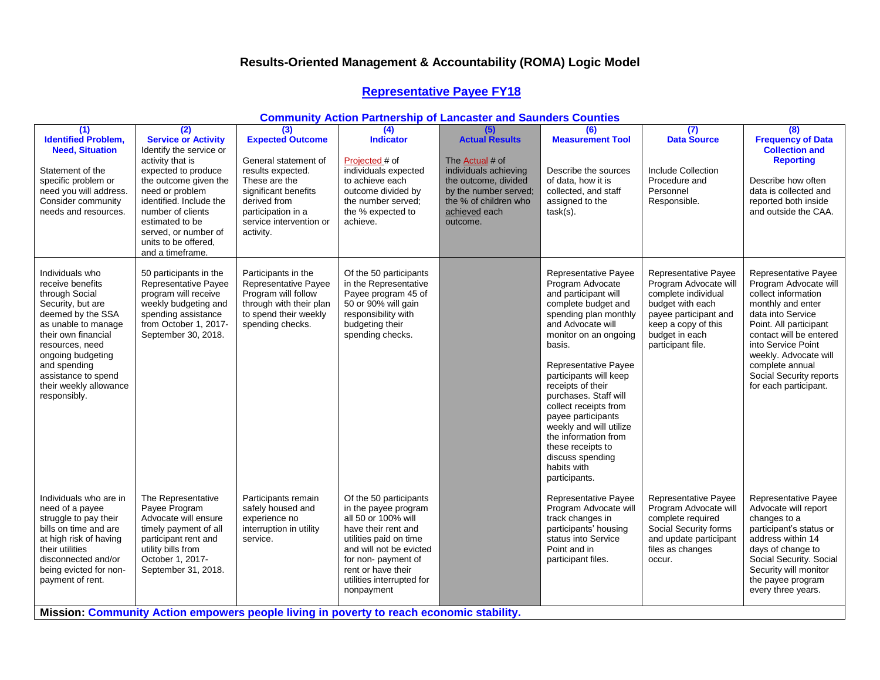# Results-Oriented Management & Accountability (ROMA) Logic Model

## Representative Payee FY18

### Community Action Partnership of Lancaster and Saunders Counties

| (1) **Identified Problem, Need, Situation** Statement of the specific problem or need you will address. Consider community needs and resources. | (2) **Service or Activity** Identify the service or activity that is expected to produce the outcome given the need or problem identified. Include the number of clients estimated to be served, or number of units to be offered, and a timeframe. | (3) **Expected Outcome** General statement of results expected. These are the significant benefits derived from participation in a service intervention or activity. | (4) **Indicator** Projected # of individuals expected to achieve each outcome divided by the number served; the % expected to achieve. | (5) **Actual Results** The Actual # of individuals achieving the outcome, divided by the number served; the % of children who achieved each outcome. | (6) **Measurement Tool** Describe the sources of data, how it is collected, and staff assigned to the task(s). | (7) **Data Source** Include Collection Procedure and Personnel Responsible. | (8) **Frequency of Data Collection and Reporting** Describe how often data is collected and reported both inside and outside the CAA. |
|---|---|---|---|---|---|---|---|
| Individuals who receive benefits through Social Security, but are deemed by the SSA as unable to manage their own financial resources, need ongoing budgeting and spending assistance to spend their weekly allowance responsibly. | 50 participants in the Representative Payee program will receive weekly budgeting and spending assistance from October 1, 2017-September 30, 2018. | Participants in the Representative Payee Program will follow through with their plan to spend their weekly spending checks. | Of the 50 participants in the Representative Payee program 45 of 50 or 90% will gain responsibility with budgeting their spending checks. | | Representative Payee Program Advocate and participant will complete budget and spending plan monthly and Advocate will monitor on an ongoing basis.<br><br>Representative Payee participants will keep receipts of their purchases. Staff will collect receipts from payee participants weekly and will utilize the information from these receipts to discuss spending habits with participants. | Representative Payee Program Advocate will complete individual budget with each payee participant and keep a copy of this budget in each participant file. | Representative Payee Program Advocate will collect information monthly and enter data into Service Point. All participant contact will be entered into Service Point weekly. Advocate will complete annual Social Security reports for each participant. |
| Individuals who are in need of a payee struggle to pay their bills on time and are at high risk of having their utilities disconnected and/or being evicted for non-payment of rent. | The Representative Payee Program Advocate will ensure timely payment of all participant rent and utility bills from October 1, 2017-September 31, 2018. | Participants remain safely housed and experience no interruption in utility service. | Of the 50 participants in the payee program all 50 or 100% will have their rent and utilities paid on time and will not be evicted for non- payment of rent or have their utilities interrupted for nonpayment | | Representative Payee Program Advocate will track changes in participants' housing status into Service Point and in participant files. | Representative Payee Program Advocate will complete required Social Security forms and update participant files as changes occur. | Representative Payee Advocate will report changes to a participant's status or address within 14 days of change to Social Security. Social Security will monitor the payee program every three years. |

**Mission: Community Action empowers people living in poverty to reach economic stability.**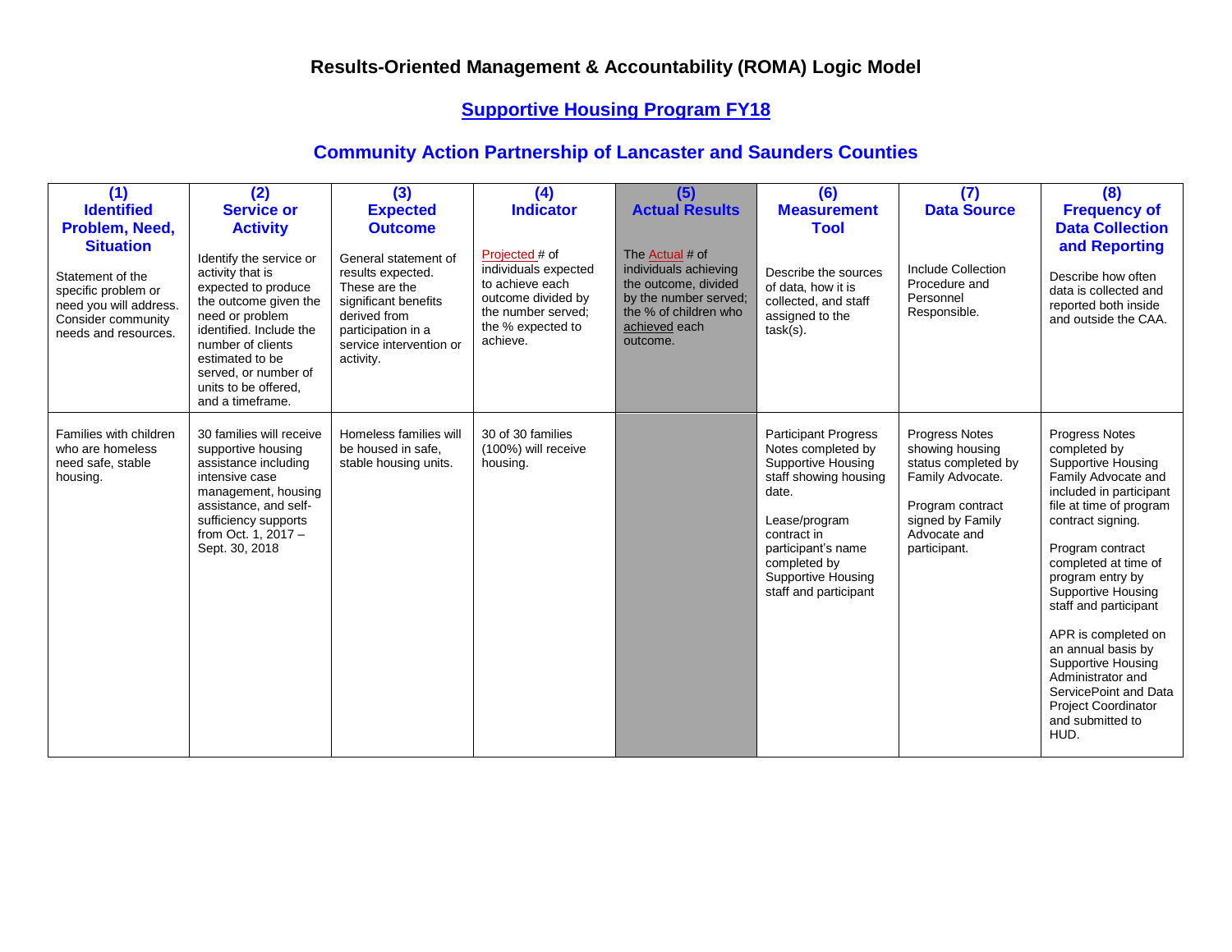# Results-Oriented Management & Accountability (ROMA) Logic Model

## Supportive Housing Program FY18

## Community Action Partnership of Lancaster and Saunders Counties

| (1) Identified Problem, Need, Situation<br><br>Statement of the specific problem or need you will address. Consider community needs and resources. | (2) Service or Activity<br><br>Identify the service or activity that is expected to produce the outcome given the need or problem identified. Include the number of clients estimated to be served, or number of units to be offered, and a timeframe. | (3) Expected Outcome<br><br>General statement of results expected. These are the significant benefits derived from participation in a service intervention or activity. | (4) Indicator<br><br>Projected # of individuals expected to achieve each outcome divided by the number served; the % expected to achieve. | (5) Actual Results<br><br>The Actual # of individuals achieving the outcome, divided by the number served; the % of children who achieved each outcome. | (6) Measurement Tool<br><br>Describe the sources of data, how it is collected, and staff assigned to the task(s). | (7) Data Source<br><br>Include Collection Procedure and Personnel Responsible. | (8) Frequency of Data Collection and Reporting<br><br>Describe how often data is collected and reported both inside and outside the CAA. |
|---|---|---|---|---|---|---|---|
| Families with children who are homeless need safe, stable housing. | 30 families will receive supportive housing assistance including intensive case management, housing assistance, and self-sufficiency supports from Oct. 1, 2017 – Sept. 30, 2018 | Homeless families will be housed in safe, stable housing units. | 30 of 30 families (100%) will receive housing. | | Participant Progress Notes completed by Supportive Housing staff showing housing date.<br><br>Lease/program contract in participant's name completed by Supportive Housing staff and participant | Progress Notes showing housing status completed by Family Advocate.<br><br>Program contract signed by Family Advocate and participant. | Progress Notes completed by Supportive Housing Family Advocate and included in participant file at time of program contract signing.<br><br>Program contract completed at time of program entry by Supportive Housing staff and participant<br><br>APR is completed on an annual basis by Supportive Housing Administrator and ServicePoint and Data Project Coordinator and submitted to HUD. |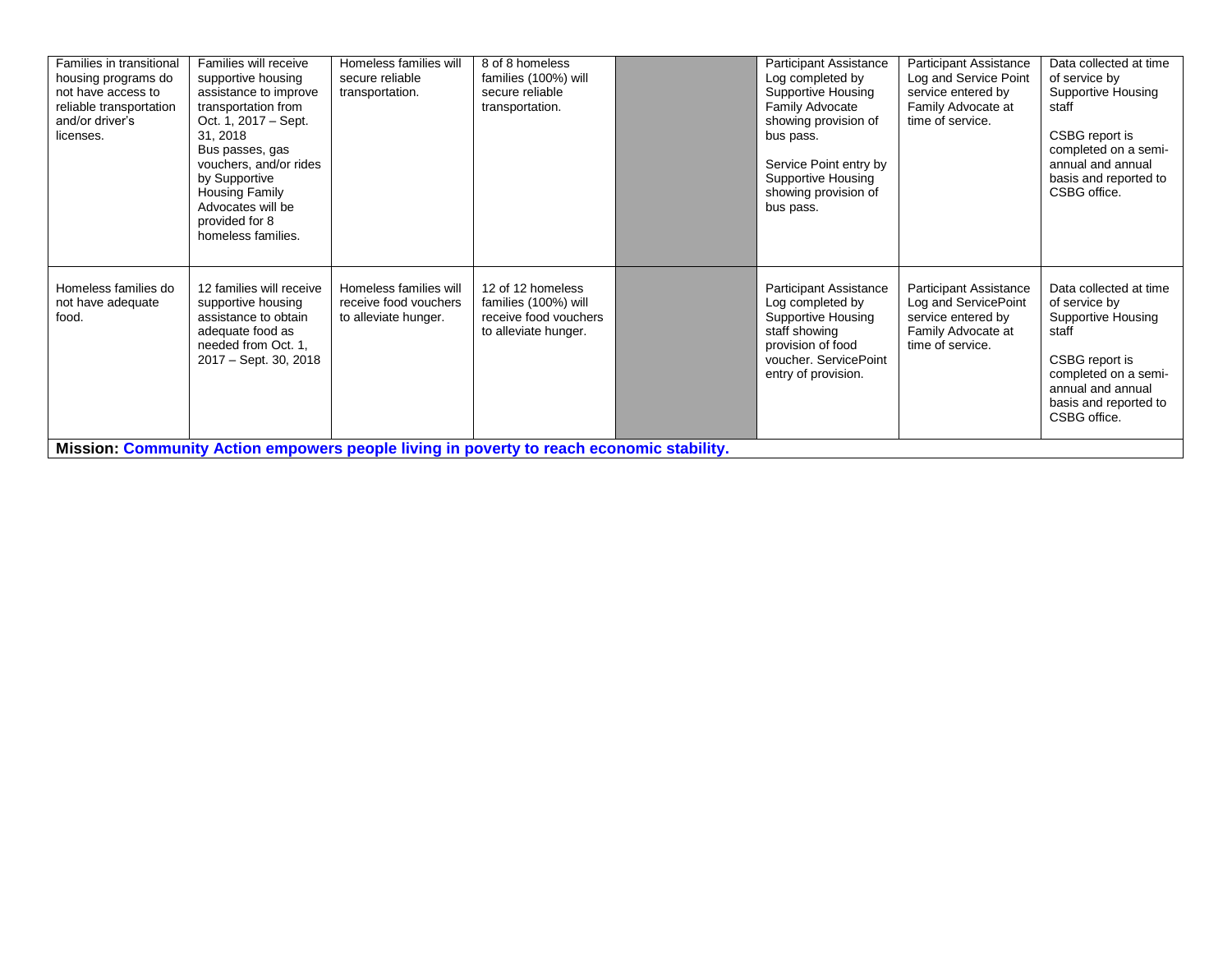| | | | | | | | |
|---|---|---|---|---|---|---|---|
| Families in transitional housing programs do not have access to reliable transportation and/or driver's licenses. | Families will receive supportive housing assistance to improve transportation from Oct. 1, 2017 – Sept. 31, 2018 Bus passes, gas vouchers, and/or rides by Supportive Housing Family Advocates will be provided for 8 homeless families. | Homeless families will secure reliable transportation. | 8 of 8 homeless families (100%) will secure reliable transportation. | | Participant Assistance Log completed by Supportive Housing Family Advocate showing provision of bus pass.<br><br>Service Point entry by Supportive Housing showing provision of bus pass. | Participant Assistance Log and Service Point service entered by Family Advocate at time of service. | Data collected at time of service by Supportive Housing staff<br><br>CSBG report is completed on a semi-annual and annual basis and reported to CSBG office. |
| Homeless families do not have adequate food. | 12 families will receive supportive housing assistance to obtain adequate food as needed from Oct. 1, 2017 – Sept. 30, 2018 | Homeless families will receive food vouchers to alleviate hunger. | 12 of 12 homeless families (100%) will receive food vouchers to alleviate hunger. | | Participant Assistance Log completed by Supportive Housing staff showing provision of food voucher. ServicePoint entry of provision. | Participant Assistance Log and ServicePoint service entered by Family Advocate at time of service. | Data collected at time of service by Supportive Housing staff<br><br>CSBG report is completed on a semi-annual and annual basis and reported to CSBG office. |

**Mission: Community Action empowers people living in poverty to reach economic stability.**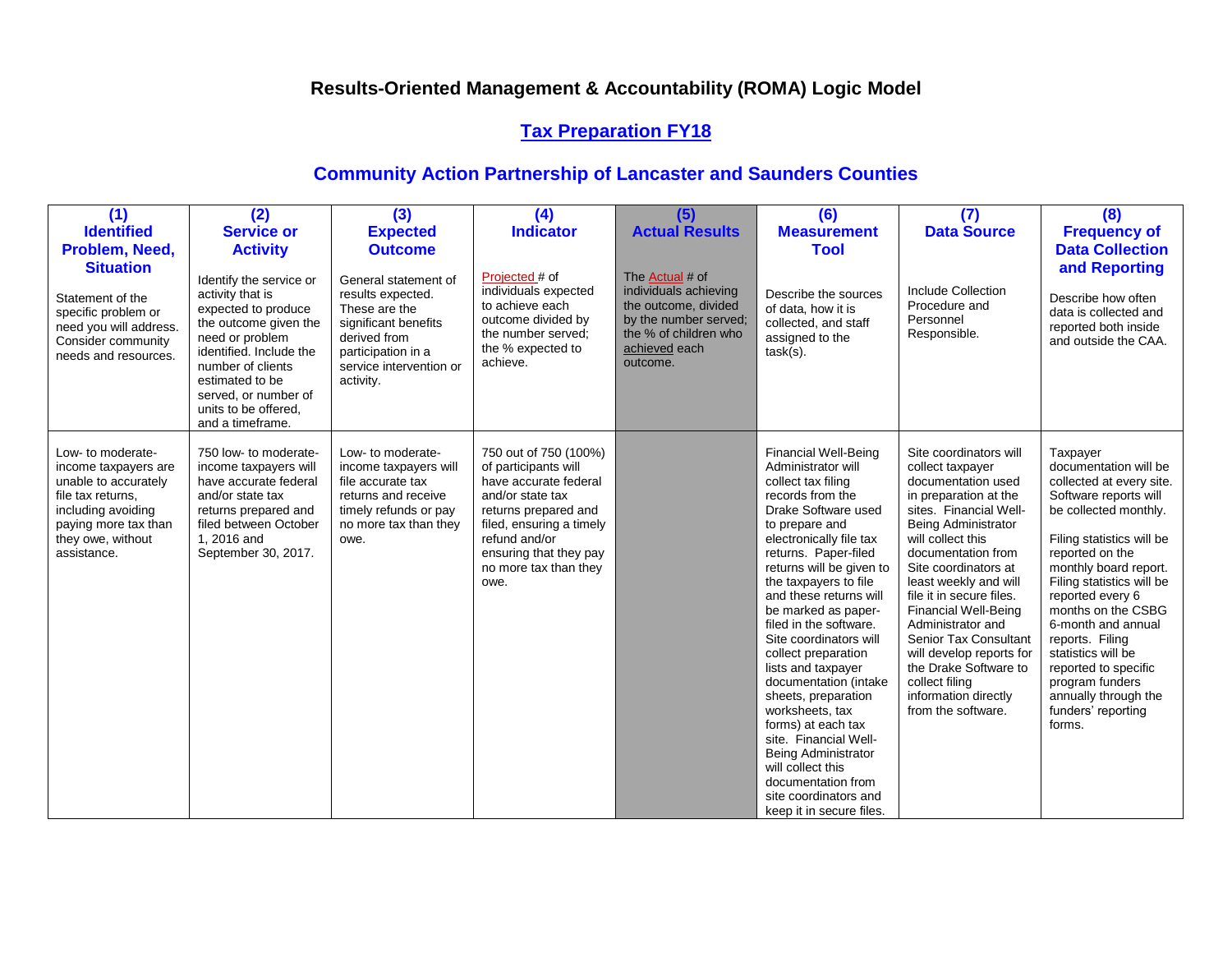# Results-Oriented Management & Accountability (ROMA) Logic Model

## Tax Preparation FY18

## Community Action Partnership of Lancaster and Saunders Counties

| (1) Identified Problem, Need, Situation | (2) Service or Activity | (3) Expected Outcome | (4) Indicator | (5) Actual Results | (6) Measurement Tool | (7) Data Source | (8) Frequency of Data Collection and Reporting |
|---|---|---|---|---|---|---|---|
| Statement of the specific problem or need you will address. Consider community needs and resources. | Identify the service or activity that is expected to produce the outcome given the need or problem identified. Include the number of clients estimated to be served, or number of units to be offered, and a timeframe. | General statement of results expected. These are the significant benefits derived from participation in a service intervention or activity. | Projected # of individuals expected to achieve each outcome divided by the number served; the % expected to achieve. | The Actual # of individuals achieving the outcome, divided by the number served; the % of children who achieved each outcome. | Describe the sources of data, how it is collected, and staff assigned to the task(s). | Include Collection Procedure and Personnel Responsible. | Describe how often data is collected and reported both inside and outside the CAA. |
| Low- to moderate-income taxpayers are unable to accurately file tax returns, including avoiding paying more tax than they owe, without assistance. | 750 low- to moderate-income taxpayers will have accurate federal and/or state tax returns prepared and filed between October 1, 2016 and September 30, 2017. | Low- to moderate-income taxpayers will file accurate tax returns and receive timely refunds or pay no more tax than they owe. | 750 out of 750 (100%) of participants will have accurate federal and/or state tax returns prepared and filed, ensuring a timely refund and/or ensuring that they pay no more tax than they owe. | | Financial Well-Being Administrator will collect tax filing records from the Drake Software used to prepare and electronically file tax returns. Paper-filed returns will be given to the taxpayers to file and these returns will be marked as paper-filed in the software. Site coordinators will collect preparation lists and taxpayer documentation (intake sheets, preparation worksheets, tax forms) at each tax site. Financial Well-Being Administrator will collect this documentation from site coordinators and keep it in secure files. | Site coordinators will collect taxpayer documentation used in preparation at the sites. Financial Well-Being Administrator will collect this documentation from Site coordinators at least weekly and will file it in secure files. Financial Well-Being Administrator and Senior Tax Consultant will develop reports for the Drake Software to collect filing information directly from the software. | Taxpayer documentation will be collected at every site. Software reports will be collected monthly.<br><br>Filing statistics will be reported on the monthly board report. Filing statistics will be reported every 6 months on the CSBG 6-month and annual reports. Filing statistics will be reported to specific program funders annually through the funders' reporting forms. |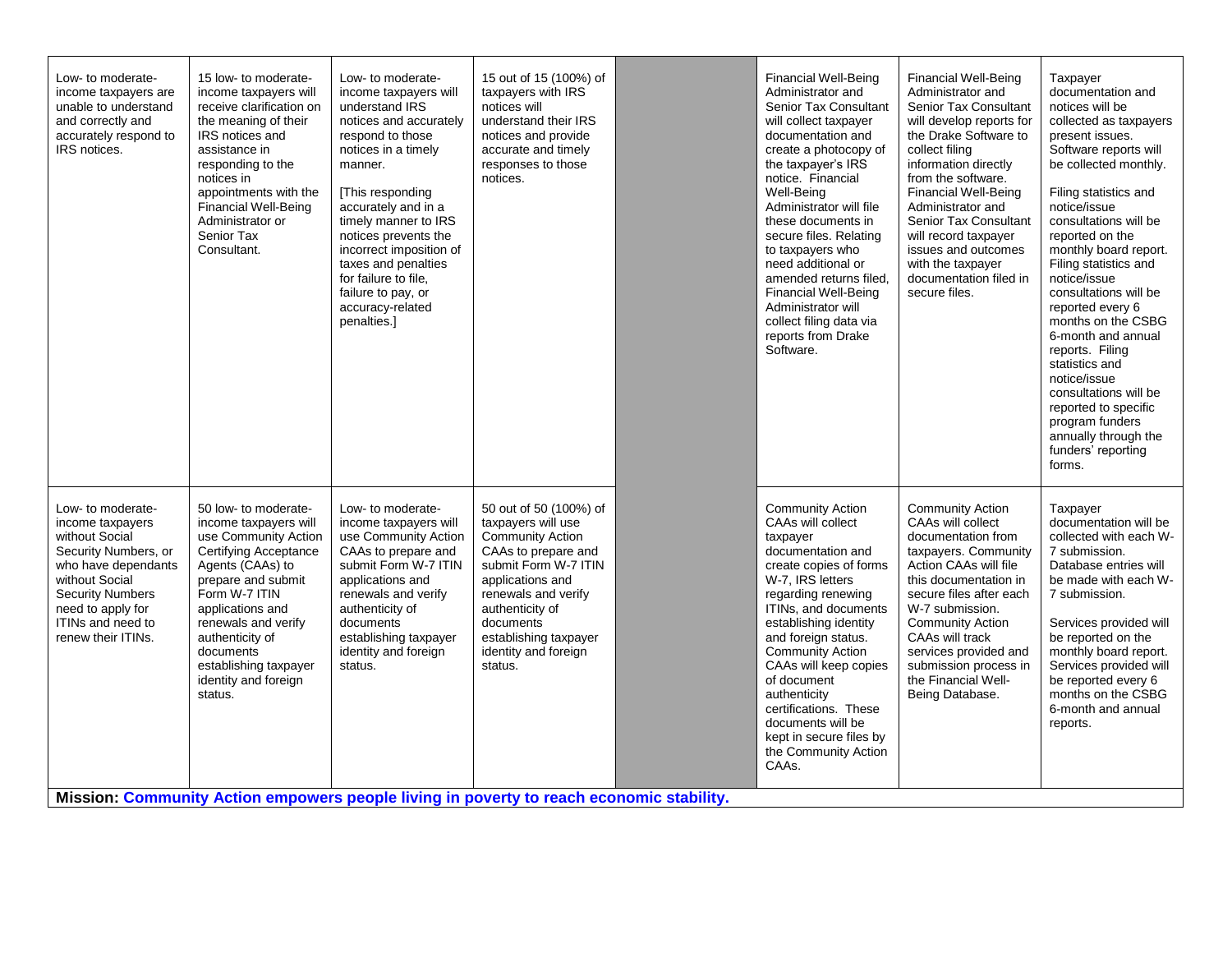| | | | | | | | |
|---|---|---|---|---|---|---|---|
| Low- to moderate-income taxpayers are unable to understand and correctly and accurately respond to IRS notices. | 15 low- to moderate-income taxpayers will receive clarification on the meaning of their IRS notices and assistance in responding to the notices in appointments with the Financial Well-Being Administrator or Senior Tax Consultant. | Low- to moderate-income taxpayers will understand IRS notices and accurately respond to those notices in a timely manner.<br><br>[This responding accurately and in a timely manner to IRS notices prevents the incorrect imposition of taxes and penalties for failure to file, failure to pay, or accuracy-related penalties.] | 15 out of 15 (100%) of taxpayers with IRS notices will understand their IRS notices and provide accurate and timely responses to those notices. | | Financial Well-Being Administrator and Senior Tax Consultant will collect taxpayer documentation and create a photocopy of the taxpayer's IRS notice. Financial Well-Being Administrator will file these documents in secure files. Relating to taxpayers who need additional or amended returns filed, Financial Well-Being Administrator will collect filing data via reports from Drake Software. | Financial Well-Being Administrator and Senior Tax Consultant will develop reports for the Drake Software to collect filing information directly from the software. Financial Well-Being Administrator and Senior Tax Consultant will record taxpayer issues and outcomes with the taxpayer documentation filed in secure files. | Taxpayer documentation and notices will be collected as taxpayers present issues. Software reports will be collected monthly.<br><br>Filing statistics and notice/issue consultations will be reported on the monthly board report. Filing statistics and notice/issue consultations will be reported every 6 months on the CSBG 6-month and annual reports. Filing statistics and notice/issue consultations will be reported to specific program funders annually through the funders' reporting forms. |
| Low- to moderate-income taxpayers without Social Security Numbers, or who have dependants without Social Security Numbers need to apply for ITINs and need to renew their ITINs. | 50 low- to moderate-income taxpayers will use Community Action Certifying Acceptance Agents (CAAs) to prepare and submit Form W-7 ITIN applications and renewals and verify authenticity of documents establishing taxpayer identity and foreign status. | Low- to moderate-income taxpayers will use Community Action CAAs to prepare and submit Form W-7 ITIN applications and renewals and verify authenticity of documents establishing taxpayer identity and foreign status. | 50 out of 50 (100%) of taxpayers will use Community Action CAAs to prepare and submit Form W-7 ITIN applications and renewals and verify authenticity of documents establishing taxpayer identity and foreign status. | | Community Action CAAs will collect taxpayer documentation and create copies of forms W-7, IRS letters regarding renewing ITINs, and documents establishing identity and foreign status. Community Action CAAs will keep copies of document authenticity certifications. These documents will be kept in secure files by the Community Action CAAs. | Community Action CAAs will collect documentation from taxpayers. Community Action CAAs will file this documentation in secure files after each W-7 submission. Community Action CAAs will track services provided and submission process in the Financial Well-Being Database. | Taxpayer documentation will be collected with each W-7 submission. Database entries will be made with each W-7 submission.<br><br>Services provided will be reported on the monthly board report. Services provided will be reported every 6 months on the CSBG 6-month and annual reports. |

**Mission: Community Action empowers people living in poverty to reach economic stability.**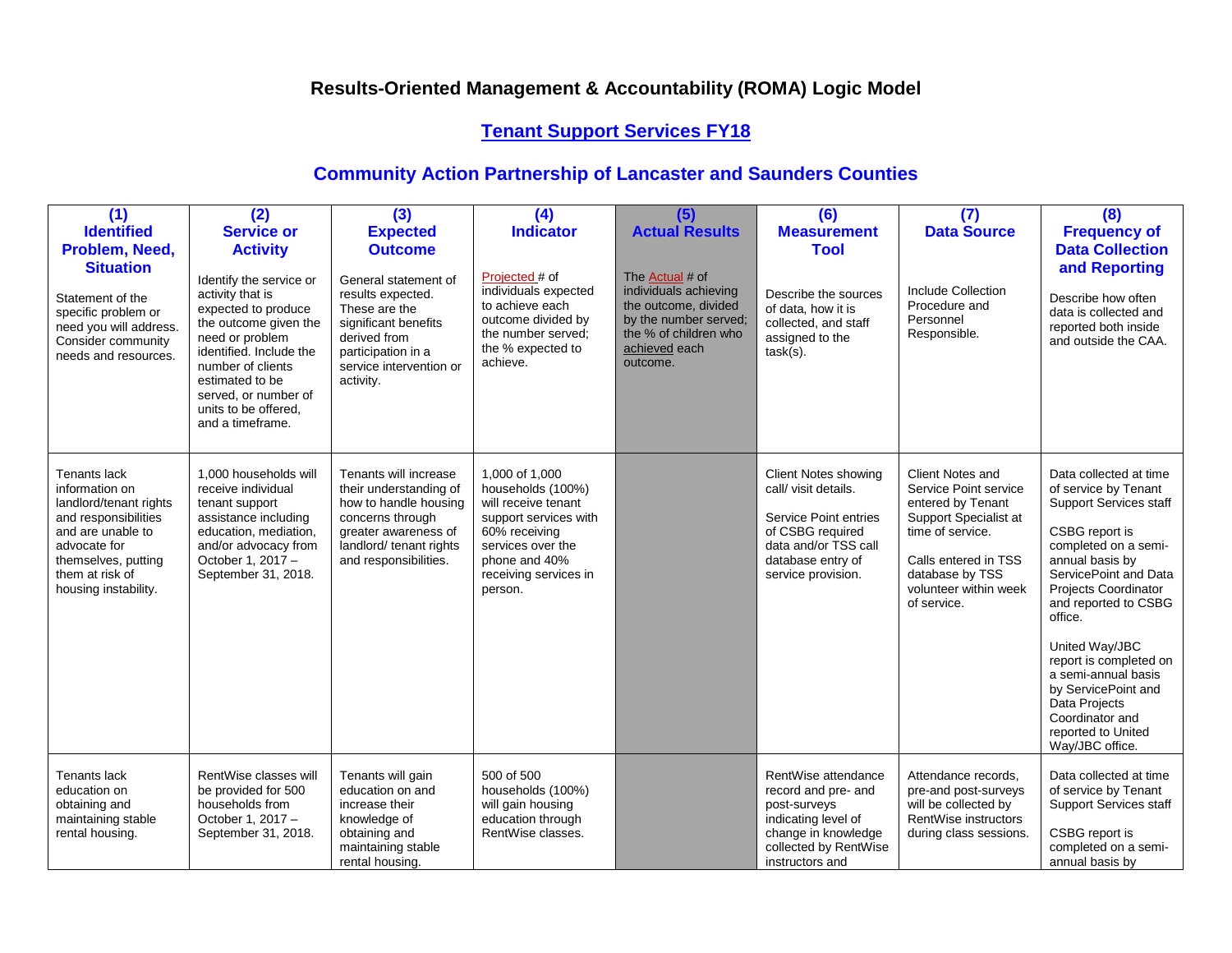# Results-Oriented Management & Accountability (ROMA) Logic Model

## Tenant Support Services FY18

## Community Action Partnership of Lancaster and Saunders Counties

| (1) Identified Problem, Need, Situation | (2) Service or Activity | (3) Expected Outcome | (4) Indicator | (5) Actual Results | (6) Measurement Tool | (7) Data Source | (8) Frequency of Data Collection and Reporting |
|---|---|---|---|---|---|---|---|
| Statement of the specific problem or need you will address. Consider community needs and resources. | Identify the service or activity that is expected to produce the outcome given the need or problem identified. Include the number of clients estimated to be served, or number of units to be offered, and a timeframe. | General statement of results expected. These are the significant benefits derived from participation in a service intervention or activity. | Projected # of individuals expected to achieve each outcome divided by the number served; the % expected to achieve. | The Actual # of individuals achieving the outcome, divided by the number served; the % of children who achieved each outcome. | Describe the sources of data, how it is collected, and staff assigned to the task(s). | Include Collection Procedure and Personnel Responsible. | Describe how often data is collected and reported both inside and outside the CAA. |
| Tenants lack information on landlord/tenant rights and responsibilities and are unable to advocate for themselves, putting them at risk of housing instability. | 1,000 households will receive individual tenant support assistance including education, mediation, and/or advocacy from October 1, 2017 – September 31, 2018. | Tenants will increase their understanding of how to handle housing concerns through greater awareness of landlord/ tenant rights and responsibilities. | 1,000 of 1,000 households (100%) will receive tenant support services with 60% receiving services over the phone and 40% receiving services in person. | | Client Notes showing call/ visit details.<br><br>Service Point entries of CSBG required data and/or TSS call database entry of service provision. | Client Notes and Service Point service entered by Tenant Support Specialist at time of service.<br><br>Calls entered in TSS database by TSS volunteer within week of service. | Data collected at time of service by Tenant Support Services staff<br><br>CSBG report is completed on a semi-annual basis by ServicePoint and Data Projects Coordinator and reported to CSBG office.<br><br>United Way/JBC report is completed on a semi-annual basis by ServicePoint and Data Projects Coordinator and reported to United Way/JBC office. |
| Tenants lack education on obtaining and maintaining stable rental housing. | RentWise classes will be provided for 500 households from October 1, 2017 – September 31, 2018. | Tenants will gain education on and increase their knowledge of obtaining and maintaining stable rental housing. | 500 of 500 households (100%) will gain housing education through RentWise classes. | | RentWise attendance record and pre- and post-surveys indicating level of change in knowledge collected by RentWise instructors and | Attendance records, pre-and post-surveys will be collected by RentWise instructors during class sessions. | Data collected at time of service by Tenant Support Services staff<br><br>CSBG report is completed on a semi-annual basis by |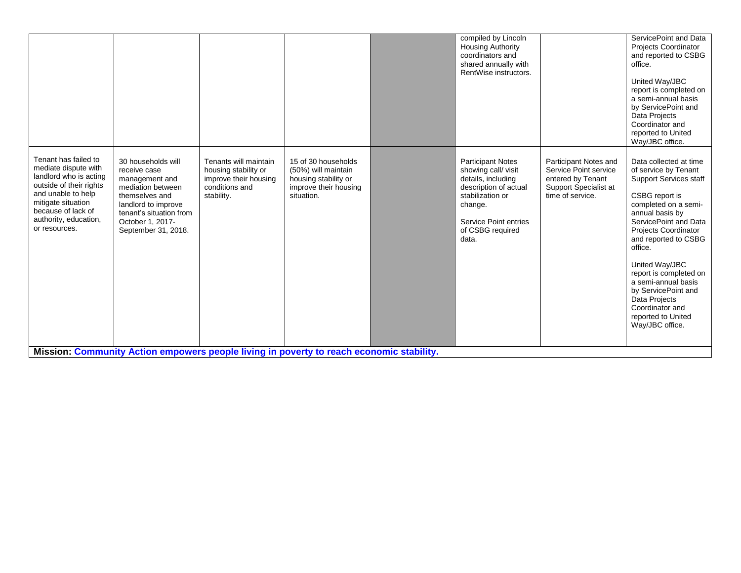| | | | | | | | |
|---|---|---|---|---|---|---|---|
| | | | | | compiled by Lincoln Housing Authority coordinators and shared annually with RentWise instructors. | | ServicePoint and Data Projects Coordinator and reported to CSBG office.<br><br>United Way/JBC report is completed on a semi-annual basis by ServicePoint and Data Projects Coordinator and reported to United Way/JBC office. |
| Tenant has failed to mediate dispute with landlord who is acting outside of their rights and unable to help mitigate situation because of lack of authority, education, or resources. | 30 households will receive case management and mediation between themselves and landlord to improve tenant's situation from October 1, 2017- September 31, 2018. | Tenants will maintain housing stability or improve their housing conditions and stability. | 15 of 30 households (50%) will maintain housing stability or improve their housing situation. | | Participant Notes showing call/ visit details, including description of actual stabilization or change.<br><br>Service Point entries of CSBG required data. | Participant Notes and Service Point service entered by Tenant Support Specialist at time of service. | Data collected at time of service by Tenant Support Services staff<br><br>CSBG report is completed on a semi-annual basis by ServicePoint and Data Projects Coordinator and reported to CSBG office.<br><br>United Way/JBC report is completed on a semi-annual basis by ServicePoint and Data Projects Coordinator and reported to United Way/JBC office. |

**Mission: Community Action empowers people living in poverty to reach economic stability.**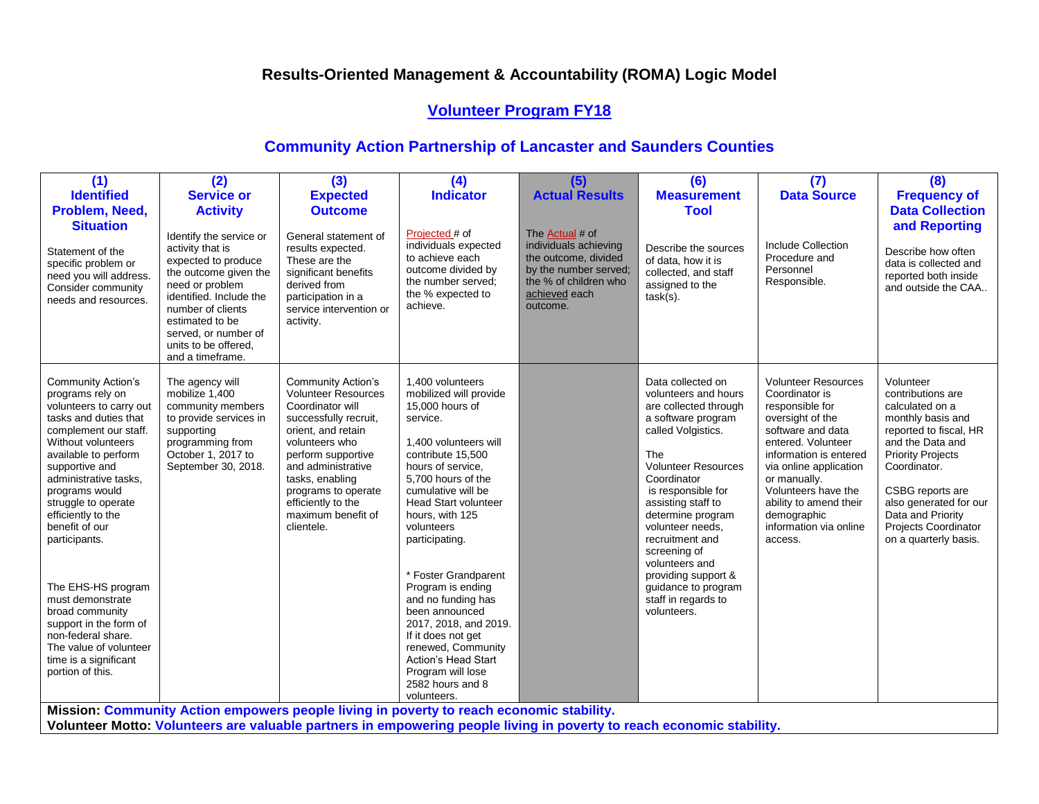# Results-Oriented Management & Accountability (ROMA) Logic Model

## Volunteer Program FY18

## Community Action Partnership of Lancaster and Saunders Counties

| (1) Identified Problem, Need, Situation | (2) Service or Activity | (3) Expected Outcome | (4) Indicator | (5) Actual Results | (6) Measurement Tool | (7) Data Source | (8) Frequency of Data Collection and Reporting |
|---|---|---|---|---|---|---|---|
| Statement of the specific problem or need you will address. Consider community needs and resources. | Identify the service or activity that is expected to produce the outcome given the need or problem identified. Include the number of clients estimated to be served, or number of units to be offered, and a timeframe. | General statement of results expected. These are the significant benefits derived from participation in a service intervention or activity. | Projected # of individuals expected to achieve each outcome divided by the number served; the % expected to achieve. | The Actual # of individuals achieving the outcome, divided by the number served; the % of children who achieved each outcome. | Describe the sources of data, how it is collected, and staff assigned to the task(s). | Include Collection Procedure and Personnel Responsible. | Describe how often data is collected and reported both inside and outside the CAA.. |
| Community Action's programs rely on volunteers to carry out tasks and duties that complement our staff. Without volunteers available to perform supportive and administrative tasks, programs would struggle to operate efficiently to the benefit of our participants.<br><br>The EHS-HS program must demonstrate broad community support in the form of non-federal share. The value of volunteer time is a significant portion of this. | The agency will mobilize 1,400 community members to provide services in supporting programming from October 1, 2017 to September 30, 2018. | Community Action's Volunteer Resources Coordinator will successfully recruit, orient, and retain volunteers who perform supportive and administrative tasks, enabling programs to operate efficiently to the maximum benefit of clientele. | 1,400 volunteers mobilized will provide 15,000 hours of service.<br><br>1,400 volunteers will contribute 15,500 hours of service, 5,700 hours of the cumulative will be Head Start volunteer hours, with 125 volunteers participating.<br><br>* Foster Grandparent Program is ending and no funding has been announced 2017, 2018, and 2019. If it does not get renewed, Community Action's Head Start Program will lose 2582 hours and 8 volunteers. | | Data collected on volunteers and hours are collected through a software program called Volgistics.<br><br>The Volunteer Resources Coordinator is responsible for assisting staff to determine program volunteer needs, recruitment and screening of volunteers and providing support & guidance to program staff in regards to volunteers. | Volunteer Resources Coordinator is responsible for oversight of the software and data entered. Volunteer information is entered via online application or manually. Volunteers have the ability to amend their demographic information via online access. | Volunteer contributions are calculated on a monthly basis and reported to fiscal, HR and the Data and Priority Projects Coordinator.<br><br>CSBG reports are also generated for our Data and Priority Projects Coordinator on a quarterly basis. |

**Mission: Community Action empowers people living in poverty to reach economic stability.**
**Volunteer Motto: Volunteers are valuable partners in empowering people living in poverty to reach economic stability.**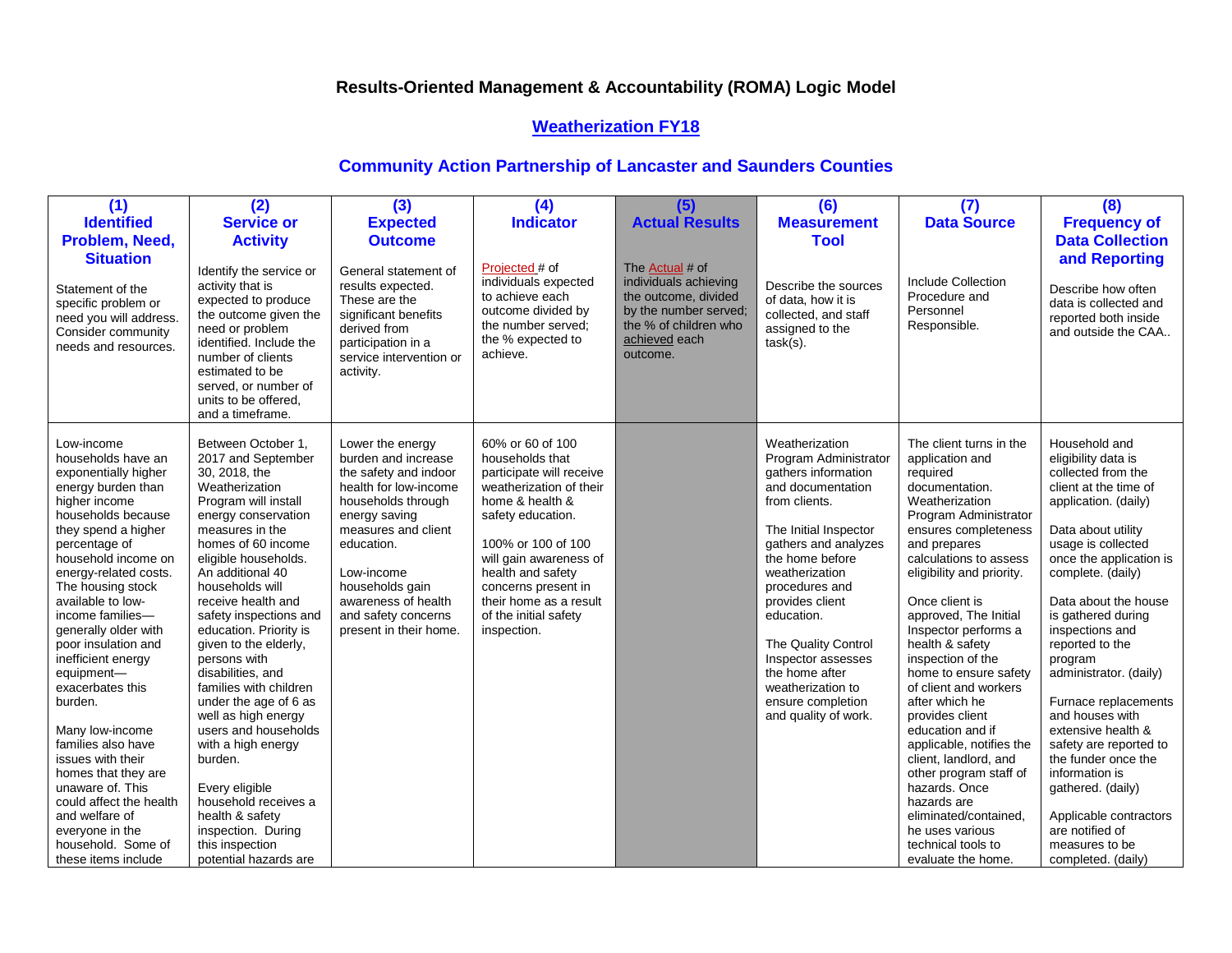# Results-Oriented Management & Accountability (ROMA) Logic Model

## Weatherization FY18

## Community Action Partnership of Lancaster and Saunders Counties

| (1) Identified Problem, Need, Situation | (2) Service or Activity | (3) Expected Outcome | (4) Indicator | (5) Actual Results | (6) Measurement Tool | (7) Data Source | (8) Frequency of Data Collection and Reporting |
|---|---|---|---|---|---|---|---|
| Statement of the specific problem or need you will address. Consider community needs and resources. | Identify the service or activity that is expected to produce the outcome given the need or problem identified. Include the number of clients estimated to be served, or number of units to be offered, and a timeframe. | General statement of results expected. These are the significant benefits derived from participation in a service intervention or activity. | Projected # of individuals expected to achieve each outcome divided by the number served; the % expected to achieve. | The Actual # of individuals achieving the outcome, divided by the number served; the % of children who achieved each outcome. | Describe the sources of data, how it is collected, and staff assigned to the task(s). | Include Collection Procedure and Personnel Responsible. | Describe how often data is collected and reported both inside and outside the CAA.. |
| Low-income households have an exponentially higher energy burden than higher income households because they spend a higher percentage of household income on energy-related costs. The housing stock available to low-income families—generally older with poor insulation and inefficient energy equipment—exacerbates this burden.<br><br>Many low-income families also have issues with their homes that they are unaware of. This could affect the health and welfare of everyone in the household. Some of these items include | Between October 1, 2017 and September 30, 2018, the Weatherization Program will install energy conservation measures in the homes of 60 income eligible households. An additional 40 households will receive health and safety inspections and education. Priority is given to the elderly, persons with disabilities, and families with children under the age of 6 as well as high energy users and households with a high energy burden.<br><br>Every eligible household receives a health & safety inspection. During this inspection potential hazards are | Lower the energy burden and increase the safety and indoor health for low-income households through energy saving measures and client education.<br><br>Low-income households gain awareness of health and safety concerns present in their home. | 60% or 60 of 100 households that participate will receive weatherization of their home & health & safety education.<br><br>100% or 100 of 100 will gain awareness of health and safety concerns present in their home as a result of the initial safety inspection. | | Weatherization Program Administrator gathers information and documentation from clients.<br><br>The Initial Inspector gathers and analyzes the home before weatherization procedures and provides client education.<br><br>The Quality Control Inspector assesses the home after weatherization to ensure completion and quality of work. | The client turns in the application and required documentation. Weatherization Program Administrator ensures completeness and prepares calculations to assess eligibility and priority.<br><br>Once client is approved, The Initial Inspector performs a health & safety inspection of the home to ensure safety of client and workers after which he provides client education and if applicable, notifies the client, landlord, and other program staff of hazards. Once hazards are eliminated/contained, he uses various technical tools to evaluate the home. | Household and eligibility data is collected from the client at the time of application. (daily)<br><br>Data about utility usage is collected once the application is complete. (daily)<br><br>Data about the house is gathered during inspections and reported to the program administrator. (daily)<br><br>Furnace replacements and houses with extensive health & safety are reported to the funder once the information is gathered. (daily)<br><br>Applicable contractors are notified of measures to be completed. (daily) |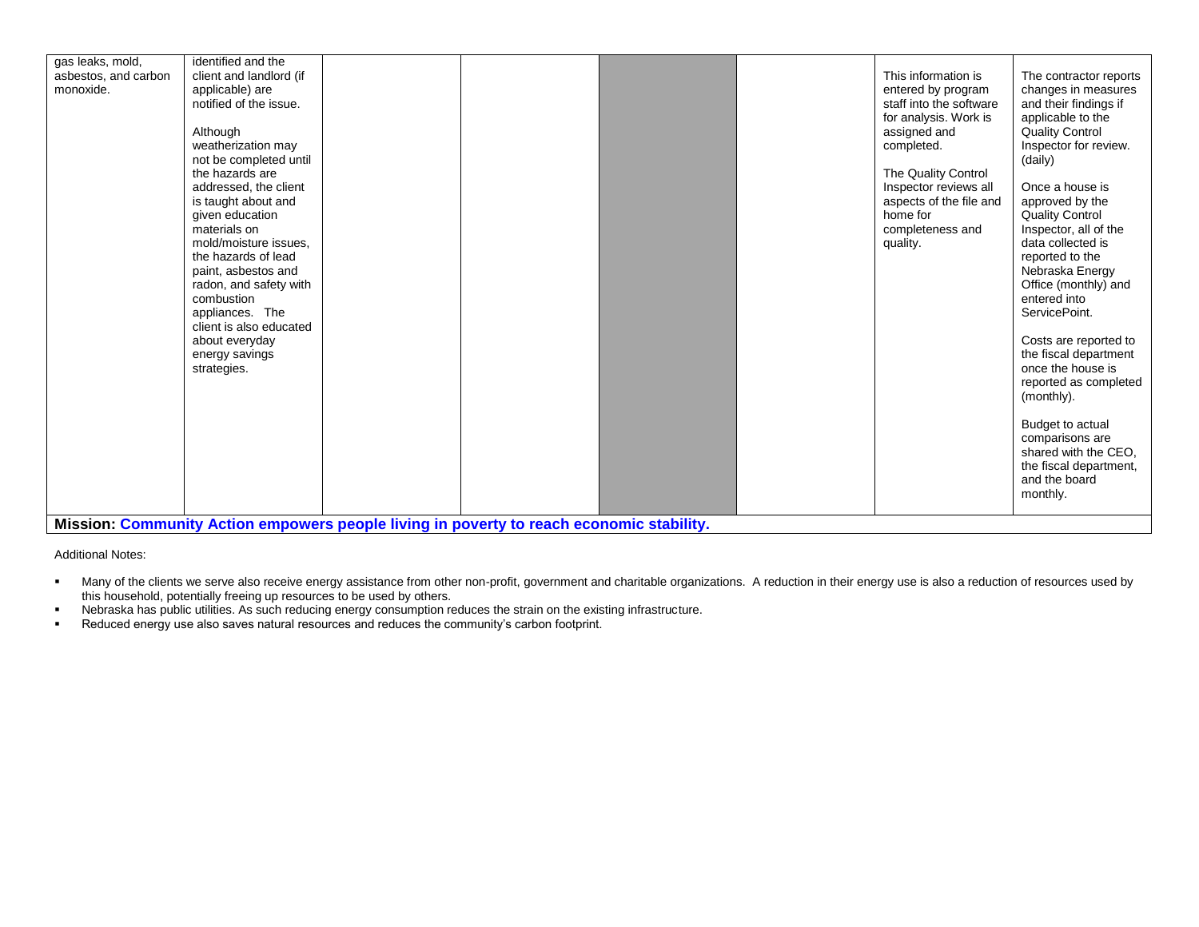| | | | | | | | |
|---|---|---|---|---|---|---|---|
| gas leaks, mold, asbestos, and carbon monoxide. | identified and the client and landlord (if applicable) are notified of the issue.<br><br>Although weatherization may not be completed until the hazards are addressed, the client is taught about and given education materials on mold/moisture issues, the hazards of lead paint, asbestos and radon, and safety with combustion appliances. The client is also educated about everyday energy savings strategies. | | | | | This information is entered by program staff into the software for analysis. Work is assigned and completed.<br><br>The Quality Control Inspector reviews all aspects of the file and home for completeness and quality. | The contractor reports changes in measures and their findings if applicable to the Quality Control Inspector for review. (daily)<br><br>Once a house is approved by the Quality Control Inspector, all of the data collected is reported to the Nebraska Energy Office (monthly) and entered into ServicePoint.<br><br>Costs are reported to the fiscal department once the house is reported as completed (monthly).<br><br>Budget to actual comparisons are shared with the CEO, the fiscal department, and the board monthly. |
| **Mission: Community Action empowers people living in poverty to reach economic stability.** | | | | | | | |

Additional Notes:

- Many of the clients we serve also receive energy assistance from other non-profit, government and charitable organizations. A reduction in their energy use is also a reduction of resources used by this household, potentially freeing up resources to be used by others.
- Nebraska has public utilities. As such reducing energy consumption reduces the strain on the existing infrastructure.
- Reduced energy use also saves natural resources and reduces the community's carbon footprint.